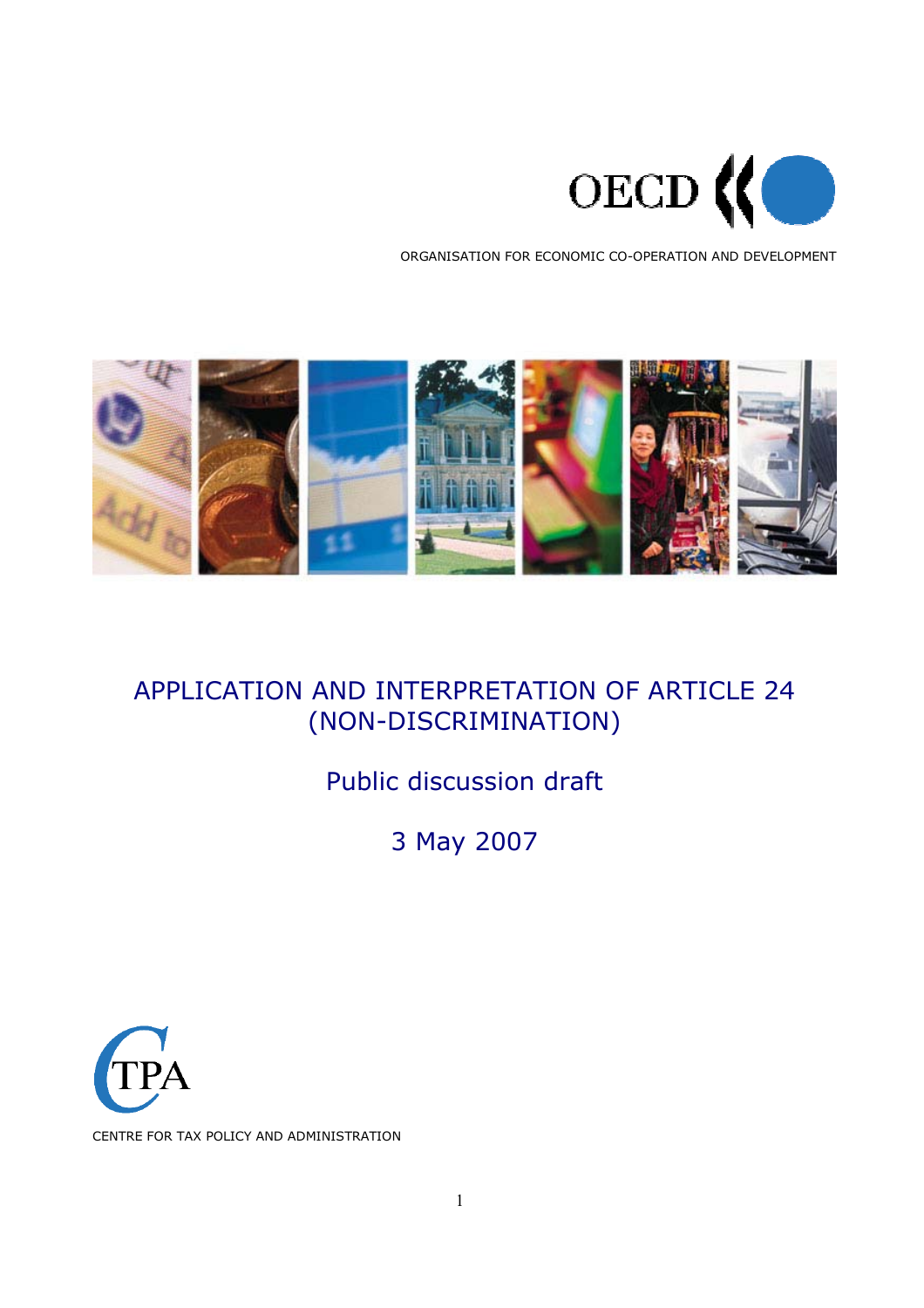OECD

ORGANISATION FOR ECONOMIC CO-OPERATION AND DEVELOPMENT

# APPLICATION AND INTERPRETATION OF ARTICLE 24 (NON-DISCRIMINATION)

## Public discussion draft

## 3 May 2007

CTPA

CENTRE FOR TAX POLICY AND ADMINISTRATION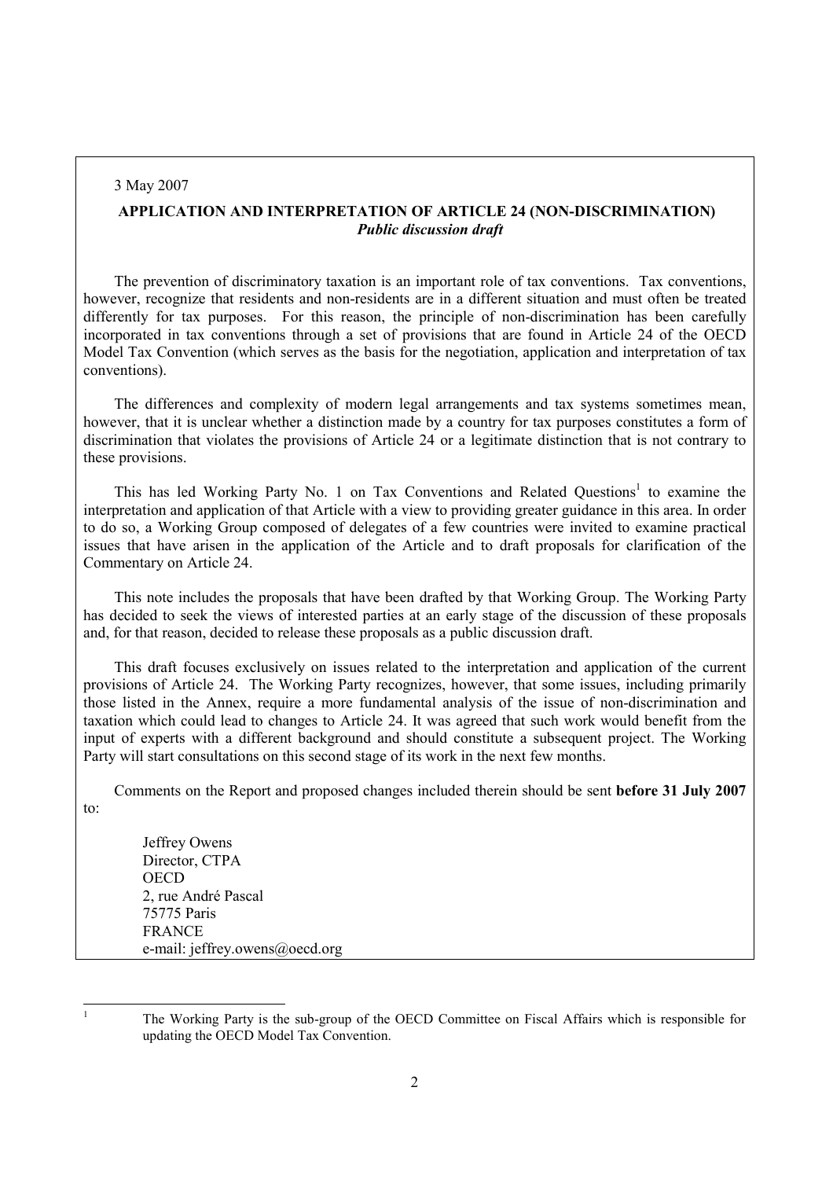3 May 2007

**APPLICATION AND INTERPRETATION OF ARTICLE 24 (NON-DISCRIMINATION)**
***Public discussion draft***

The prevention of discriminatory taxation is an important role of tax conventions. Tax conventions, however, recognize that residents and non-residents are in a different situation and must often be treated differently for tax purposes. For this reason, the principle of non-discrimination has been carefully incorporated in tax conventions through a set of provisions that are found in Article 24 of the OECD Model Tax Convention (which serves as the basis for the negotiation, application and interpretation of tax conventions).

The differences and complexity of modern legal arrangements and tax systems sometimes mean, however, that it is unclear whether a distinction made by a country for tax purposes constitutes a form of discrimination that violates the provisions of Article 24 or a legitimate distinction that is not contrary to these provisions.

This has led Working Party No. 1 on Tax Conventions and Related Questions[1] to examine the interpretation and application of that Article with a view to providing greater guidance in this area. In order to do so, a Working Group composed of delegates of a few countries were invited to examine practical issues that have arisen in the application of the Article and to draft proposals for clarification of the Commentary on Article 24.

This note includes the proposals that have been drafted by that Working Group. The Working Party has decided to seek the views of interested parties at an early stage of the discussion of these proposals and, for that reason, decided to release these proposals as a public discussion draft.

This draft focuses exclusively on issues related to the interpretation and application of the current provisions of Article 24. The Working Party recognizes, however, that some issues, including primarily those listed in the Annex, require a more fundamental analysis of the issue of non-discrimination and taxation which could lead to changes to Article 24. It was agreed that such work would benefit from the input of experts with a different background and should constitute a subsequent project. The Working Party will start consultations on this second stage of its work in the next few months.

Comments on the Report and proposed changes included therein should be sent **before 31 July 2007** to:

Jeffrey Owens
Director, CTPA
OECD
2, rue André Pascal
75775 Paris
FRANCE
e-mail: jeffrey.owens@oecd.org

---

[1] The Working Party is the sub-group of the OECD Committee on Fiscal Affairs which is responsible for updating the OECD Model Tax Convention.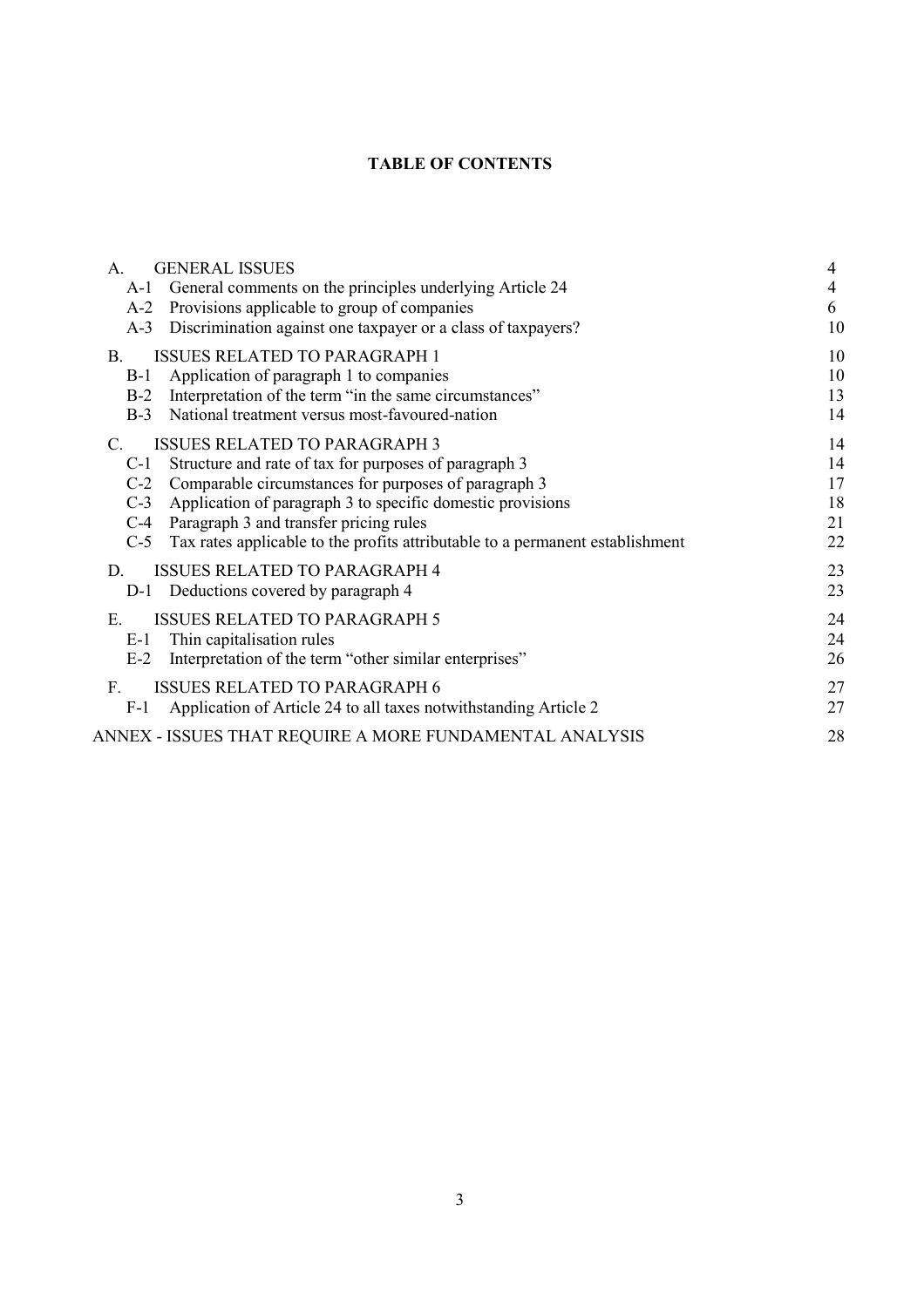**TABLE OF CONTENTS**

| | | |
|---|---|---|
| A. | GENERAL ISSUES | 4 |
| A-1 | General comments on the principles underlying Article 24 | 4 |
| A-2 | Provisions applicable to group of companies | 6 |
| A-3 | Discrimination against one taxpayer or a class of taxpayers? | 10 |
| B. | ISSUES RELATED TO PARAGRAPH 1 | 10 |
| B-1 | Application of paragraph 1 to companies | 10 |
| B-2 | Interpretation of the term "in the same circumstances" | 13 |
| B-3 | National treatment versus most-favoured-nation | 14 |
| C. | ISSUES RELATED TO PARAGRAPH 3 | 14 |
| C-1 | Structure and rate of tax for purposes of paragraph 3 | 14 |
| C-2 | Comparable circumstances for purposes of paragraph 3 | 17 |
| C-3 | Application of paragraph 3 to specific domestic provisions | 18 |
| C-4 | Paragraph 3 and transfer pricing rules | 21 |
| C-5 | Tax rates applicable to the profits attributable to a permanent establishment | 22 |
| D. | ISSUES RELATED TO PARAGRAPH 4 | 23 |
| D-1 | Deductions covered by paragraph 4 | 23 |
| E. | ISSUES RELATED TO PARAGRAPH 5 | 24 |
| E-1 | Thin capitalisation rules | 24 |
| E-2 | Interpretation of the term "other similar enterprises" | 26 |
| F. | ISSUES RELATED TO PARAGRAPH 6 | 27 |
| F-1 | Application of Article 24 to all taxes notwithstanding Article 2 | 27 |
| ANNEX - ISSUES THAT REQUIRE A MORE FUNDAMENTAL ANALYSIS | | 28 |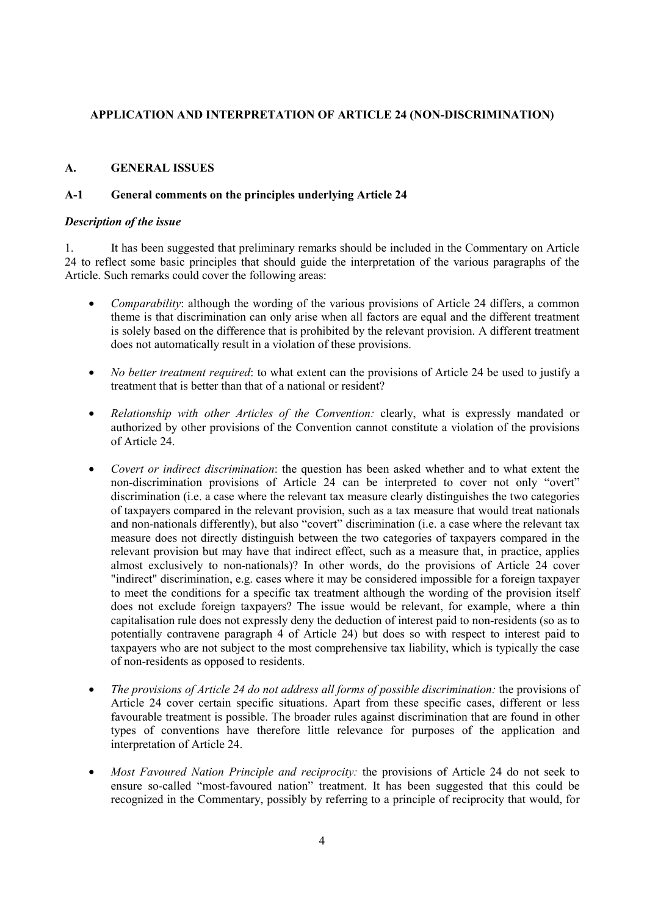**APPLICATION AND INTERPRETATION OF ARTICLE 24 (NON-DISCRIMINATION)**

## A. GENERAL ISSUES

### A-1 General comments on the principles underlying Article 24

***Description of the issue***

1. It has been suggested that preliminary remarks should be included in the Commentary on Article 24 to reflect some basic principles that should guide the interpretation of the various paragraphs of the Article. Such remarks could cover the following areas:

- *Comparability*: although the wording of the various provisions of Article 24 differs, a common theme is that discrimination can only arise when all factors are equal and the different treatment is solely based on the difference that is prohibited by the relevant provision. A different treatment does not automatically result in a violation of these provisions.

- *No better treatment required*: to what extent can the provisions of Article 24 be used to justify a treatment that is better than that of a national or resident?

- *Relationship with other Articles of the Convention:* clearly, what is expressly mandated or authorized by other provisions of the Convention cannot constitute a violation of the provisions of Article 24.

- *Covert or indirect discrimination*: the question has been asked whether and to what extent the non-discrimination provisions of Article 24 can be interpreted to cover not only "overt" discrimination (i.e. a case where the relevant tax measure clearly distinguishes the two categories of taxpayers compared in the relevant provision, such as a tax measure that would treat nationals and non-nationals differently), but also "covert" discrimination (i.e. a case where the relevant tax measure does not directly distinguish between the two categories of taxpayers compared in the relevant provision but may have that indirect effect, such as a measure that, in practice, applies almost exclusively to non-nationals)? In other words, do the provisions of Article 24 cover "indirect" discrimination, e.g. cases where it may be considered impossible for a foreign taxpayer to meet the conditions for a specific tax treatment although the wording of the provision itself does not exclude foreign taxpayers? The issue would be relevant, for example, where a thin capitalisation rule does not expressly deny the deduction of interest paid to non-residents (so as to potentially contravene paragraph 4 of Article 24) but does so with respect to interest paid to taxpayers who are not subject to the most comprehensive tax liability, which is typically the case of non-residents as opposed to residents.

- *The provisions of Article 24 do not address all forms of possible discrimination:* the provisions of Article 24 cover certain specific situations. Apart from these specific cases, different or less favourable treatment is possible. The broader rules against discrimination that are found in other types of conventions have therefore little relevance for purposes of the application and interpretation of Article 24.

- *Most Favoured Nation Principle and reciprocity:* the provisions of Article 24 do not seek to ensure so-called "most-favoured nation" treatment. It has been suggested that this could be recognized in the Commentary, possibly by referring to a principle of reciprocity that would, for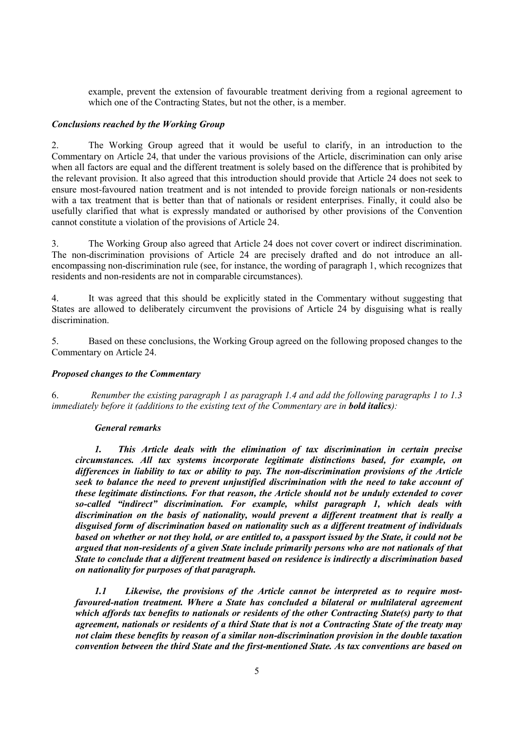example, prevent the extension of favourable treatment deriving from a regional agreement to which one of the Contracting States, but not the other, is a member.

### *Conclusions reached by the Working Group*

2. The Working Group agreed that it would be useful to clarify, in an introduction to the Commentary on Article 24, that under the various provisions of the Article, discrimination can only arise when all factors are equal and the different treatment is solely based on the difference that is prohibited by the relevant provision. It also agreed that this introduction should provide that Article 24 does not seek to ensure most-favoured nation treatment and is not intended to provide foreign nationals or non-residents with a tax treatment that is better than that of nationals or resident enterprises. Finally, it could also be usefully clarified that what is expressly mandated or authorised by other provisions of the Convention cannot constitute a violation of the provisions of Article 24.

3. The Working Group also agreed that Article 24 does not cover covert or indirect discrimination. The non-discrimination provisions of Article 24 are precisely drafted and do not introduce an all-encompassing non-discrimination rule (see, for instance, the wording of paragraph 1, which recognizes that residents and non-residents are not in comparable circumstances).

4. It was agreed that this should be explicitly stated in the Commentary without suggesting that States are allowed to deliberately circumvent the provisions of Article 24 by disguising what is really discrimination.

5. Based on these conclusions, the Working Group agreed on the following proposed changes to the Commentary on Article 24.

### *Proposed changes to the Commentary*

6. *Renumber the existing paragraph 1 as paragraph 1.4 and add the following paragraphs 1 to 1.3 immediately before it (additions to the existing text of the Commentary are in **bold italics**):*

> ***General remarks***
>
> ***1. This Article deals with the elimination of tax discrimination in certain precise circumstances. All tax systems incorporate legitimate distinctions based, for example, on differences in liability to tax or ability to pay. The non-discrimination provisions of the Article seek to balance the need to prevent unjustified discrimination with the need to take account of these legitimate distinctions. For that reason, the Article should not be unduly extended to cover so-called "indirect" discrimination. For example, whilst paragraph 1, which deals with discrimination on the basis of nationality, would prevent a different treatment that is really a disguised form of discrimination based on nationality such as a different treatment of individuals based on whether or not they hold, or are entitled to, a passport issued by the State, it could not be argued that non-residents of a given State include primarily persons who are not nationals of that State to conclude that a different treatment based on residence is indirectly a discrimination based on nationality for purposes of that paragraph.***
>
> ***1.1 Likewise, the provisions of the Article cannot be interpreted as to require most-favoured-nation treatment. Where a State has concluded a bilateral or multilateral agreement which affords tax benefits to nationals or residents of the other Contracting State(s) party to that agreement, nationals or residents of a third State that is not a Contracting State of the treaty may not claim these benefits by reason of a similar non-discrimination provision in the double taxation convention between the third State and the first-mentioned State. As tax conventions are based on***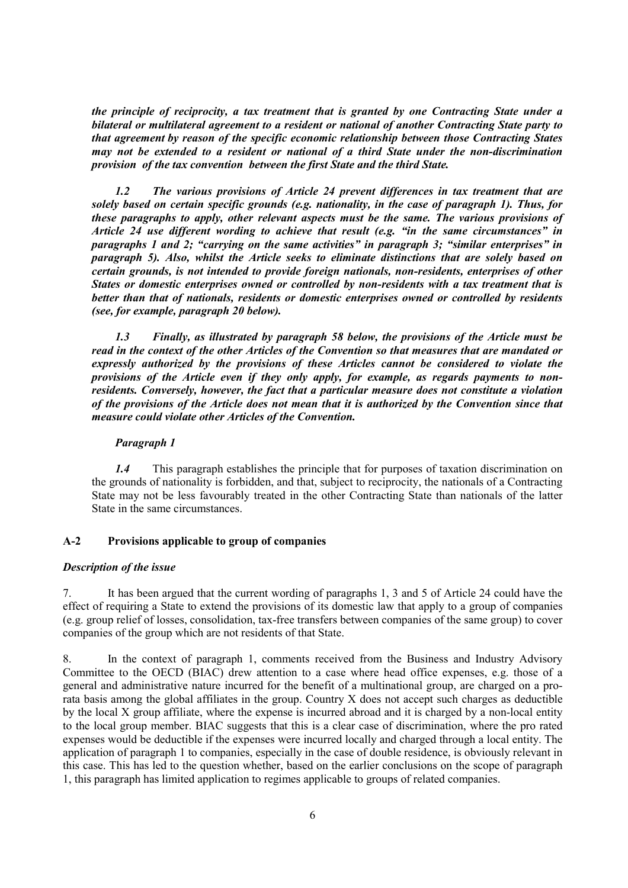*the principle of reciprocity, a tax treatment that is granted by one Contracting State under a bilateral or multilateral agreement to a resident or national of another Contracting State party to that agreement by reason of the specific economic relationship between those Contracting States may not be extended to a resident or national of a third State under the non-discrimination provision of the tax convention between the first State and the third State.*

***1.2*** ***The various provisions of Article 24 prevent differences in tax treatment that are solely based on certain specific grounds (e.g. nationality, in the case of paragraph 1). Thus, for these paragraphs to apply, other relevant aspects must be the same. The various provisions of Article 24 use different wording to achieve that result (e.g. "in the same circumstances" in paragraphs 1 and 2; "carrying on the same activities" in paragraph 3; "similar enterprises" in paragraph 5). Also, whilst the Article seeks to eliminate distinctions that are solely based on certain grounds, is not intended to provide foreign nationals, non-residents, enterprises of other States or domestic enterprises owned or controlled by non-residents with a tax treatment that is better than that of nationals, residents or domestic enterprises owned or controlled by residents (see, for example, paragraph 20 below).***

***1.3*** ***Finally, as illustrated by paragraph 58 below, the provisions of the Article must be read in the context of the other Articles of the Convention so that measures that are mandated or expressly authorized by the provisions of these Articles cannot be considered to violate the provisions of the Article even if they only apply, for example, as regards payments to non-residents. Conversely, however, the fact that a particular measure does not constitute a violation of the provisions of the Article does not mean that it is authorized by the Convention since that measure could violate other Articles of the Convention.***

*Paragraph 1*

*1.4* This paragraph establishes the principle that for purposes of taxation discrimination on the grounds of nationality is forbidden, and that, subject to reciprocity, the nationals of a Contracting State may not be less favourably treated in the other Contracting State than nationals of the latter State in the same circumstances.

## A-2 Provisions applicable to group of companies

*Description of the issue*

7. It has been argued that the current wording of paragraphs 1, 3 and 5 of Article 24 could have the effect of requiring a State to extend the provisions of its domestic law that apply to a group of companies (e.g. group relief of losses, consolidation, tax-free transfers between companies of the same group) to cover companies of the group which are not residents of that State.

8. In the context of paragraph 1, comments received from the Business and Industry Advisory Committee to the OECD (BIAC) drew attention to a case where head office expenses, e.g. those of a general and administrative nature incurred for the benefit of a multinational group, are charged on a pro-rata basis among the global affiliates in the group. Country X does not accept such charges as deductible by the local X group affiliate, where the expense is incurred abroad and it is charged by a non-local entity to the local group member. BIAC suggests that this is a clear case of discrimination, where the pro rated expenses would be deductible if the expenses were incurred locally and charged through a local entity. The application of paragraph 1 to companies, especially in the case of double residence, is obviously relevant in this case. This has led to the question whether, based on the earlier conclusions on the scope of paragraph 1, this paragraph has limited application to regimes applicable to groups of related companies.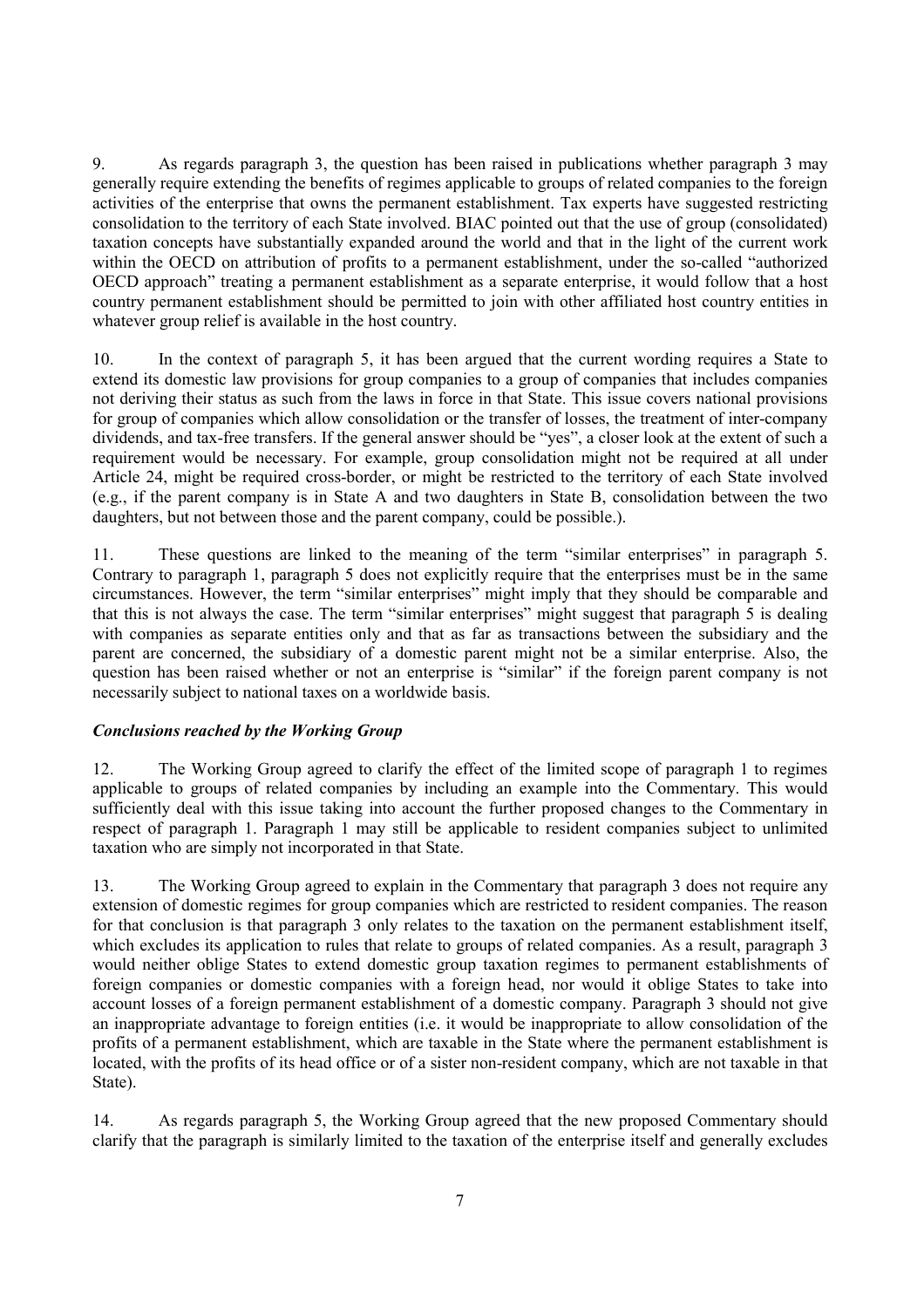9. As regards paragraph 3, the question has been raised in publications whether paragraph 3 may generally require extending the benefits of regimes applicable to groups of related companies to the foreign activities of the enterprise that owns the permanent establishment. Tax experts have suggested restricting consolidation to the territory of each State involved. BIAC pointed out that the use of group (consolidated) taxation concepts have substantially expanded around the world and that in the light of the current work within the OECD on attribution of profits to a permanent establishment, under the so-called "authorized OECD approach" treating a permanent establishment as a separate enterprise, it would follow that a host country permanent establishment should be permitted to join with other affiliated host country entities in whatever group relief is available in the host country.

10. In the context of paragraph 5, it has been argued that the current wording requires a State to extend its domestic law provisions for group companies to a group of companies that includes companies not deriving their status as such from the laws in force in that State. This issue covers national provisions for group of companies which allow consolidation or the transfer of losses, the treatment of inter-company dividends, and tax-free transfers. If the general answer should be "yes", a closer look at the extent of such a requirement would be necessary. For example, group consolidation might not be required at all under Article 24, might be required cross-border, or might be restricted to the territory of each State involved (e.g., if the parent company is in State A and two daughters in State B, consolidation between the two daughters, but not between those and the parent company, could be possible.).

11. These questions are linked to the meaning of the term "similar enterprises" in paragraph 5. Contrary to paragraph 1, paragraph 5 does not explicitly require that the enterprises must be in the same circumstances. However, the term "similar enterprises" might imply that they should be comparable and that this is not always the case. The term "similar enterprises" might suggest that paragraph 5 is dealing with companies as separate entities only and that as far as transactions between the subsidiary and the parent are concerned, the subsidiary of a domestic parent might not be a similar enterprise. Also, the question has been raised whether or not an enterprise is "similar" if the foreign parent company is not necessarily subject to national taxes on a worldwide basis.

***Conclusions reached by the Working Group***

12. The Working Group agreed to clarify the effect of the limited scope of paragraph 1 to regimes applicable to groups of related companies by including an example into the Commentary. This would sufficiently deal with this issue taking into account the further proposed changes to the Commentary in respect of paragraph 1. Paragraph 1 may still be applicable to resident companies subject to unlimited taxation who are simply not incorporated in that State.

13. The Working Group agreed to explain in the Commentary that paragraph 3 does not require any extension of domestic regimes for group companies which are restricted to resident companies. The reason for that conclusion is that paragraph 3 only relates to the taxation on the permanent establishment itself, which excludes its application to rules that relate to groups of related companies. As a result, paragraph 3 would neither oblige States to extend domestic group taxation regimes to permanent establishments of foreign companies or domestic companies with a foreign head, nor would it oblige States to take into account losses of a foreign permanent establishment of a domestic company. Paragraph 3 should not give an inappropriate advantage to foreign entities (i.e. it would be inappropriate to allow consolidation of the profits of a permanent establishment, which are taxable in the State where the permanent establishment is located, with the profits of its head office or of a sister non-resident company, which are not taxable in that State).

14. As regards paragraph 5, the Working Group agreed that the new proposed Commentary should clarify that the paragraph is similarly limited to the taxation of the enterprise itself and generally excludes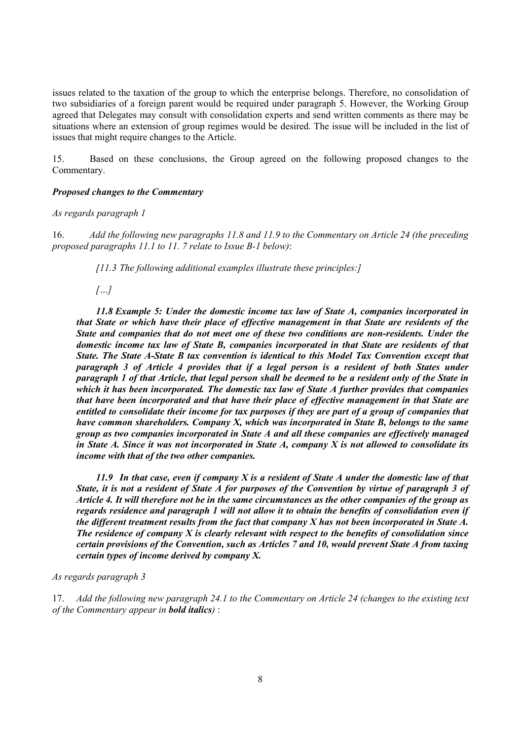issues related to the taxation of the group to which the enterprise belongs. Therefore, no consolidation of two subsidiaries of a foreign parent would be required under paragraph 5. However, the Working Group agreed that Delegates may consult with consolidation experts and send written comments as there may be situations where an extension of group regimes would be desired. The issue will be included in the list of issues that might require changes to the Article.

15. Based on these conclusions, the Group agreed on the following proposed changes to the Commentary.

***Proposed changes to the Commentary***

*As regards paragraph 1*

16. *Add the following new paragraphs 11.8 and 11.9 to the Commentary on Article 24 (the preceding proposed paragraphs 11.1 to 11. 7 relate to Issue B-1 below)*:

> *[11.3 The following additional examples illustrate these principles:]*
>
> *[…]*
>
> ***11.8 Example 5: Under the domestic income tax law of State A, companies incorporated in that State or which have their place of effective management in that State are residents of the State and companies that do not meet one of these two conditions are non-residents. Under the domestic income tax law of State B, companies incorporated in that State are residents of that State. The State A-State B tax convention is identical to this Model Tax Convention except that paragraph 3 of Article 4 provides that if a legal person is a resident of both States under paragraph 1 of that Article, that legal person shall be deemed to be a resident only of the State in which it has been incorporated. The domestic tax law of State A further provides that companies that have been incorporated and that have their place of effective management in that State are entitled to consolidate their income for tax purposes if they are part of a group of companies that have common shareholders. Company X, which was incorporated in State B, belongs to the same group as two companies incorporated in State A and all these companies are effectively managed in State A. Since it was not incorporated in State A, company X is not allowed to consolidate its income with that of the two other companies.***
>
> ***11.9 In that case, even if company X is a resident of State A under the domestic law of that State, it is not a resident of State A for purposes of the Convention by virtue of paragraph 3 of Article 4. It will therefore not be in the same circumstances as the other companies of the group as regards residence and paragraph 1 will not allow it to obtain the benefits of consolidation even if the different treatment results from the fact that company X has not been incorporated in State A. The residence of company X is clearly relevant with respect to the benefits of consolidation since certain provisions of the Convention, such as Articles 7 and 10, would prevent State A from taxing certain types of income derived by company X.***

*As regards paragraph 3*

17. *Add the following new paragraph 24.1 to the Commentary on Article 24 (changes to the existing text of the Commentary appear in **bold italics**)* :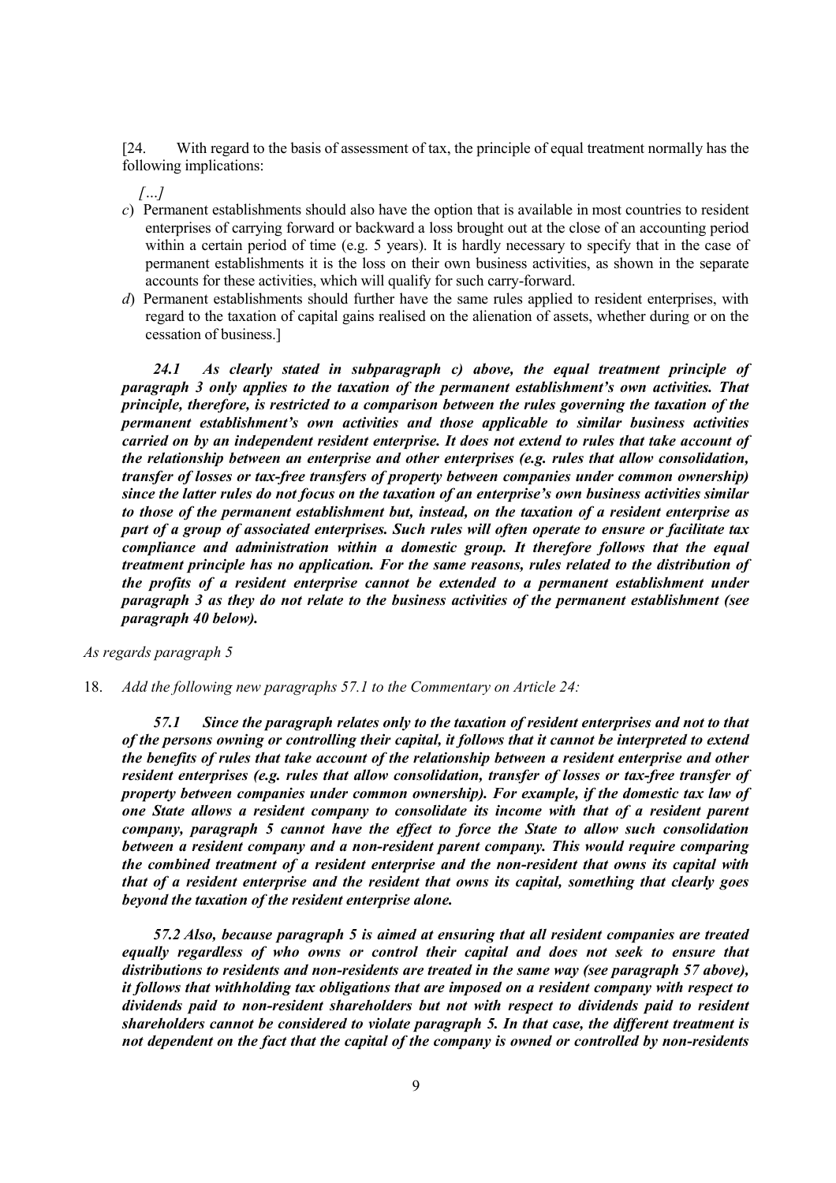[24. With regard to the basis of assessment of tax, the principle of equal treatment normally has the following implications:

*[...]*

*c*) Permanent establishments should also have the option that is available in most countries to resident enterprises of carrying forward or backward a loss brought out at the close of an accounting period within a certain period of time (e.g. 5 years). It is hardly necessary to specify that in the case of permanent establishments it is the loss on their own business activities, as shown in the separate accounts for these activities, which will qualify for such carry-forward.

*d*) Permanent establishments should further have the same rules applied to resident enterprises, with regard to the taxation of capital gains realised on the alienation of assets, whether during or on the cessation of business.]

***24.1 As clearly stated in subparagraph c) above, the equal treatment principle of paragraph 3 only applies to the taxation of the permanent establishment's own activities. That principle, therefore, is restricted to a comparison between the rules governing the taxation of the permanent establishment's own activities and those applicable to similar business activities carried on by an independent resident enterprise. It does not extend to rules that take account of the relationship between an enterprise and other enterprises (e.g. rules that allow consolidation, transfer of losses or tax-free transfers of property between companies under common ownership) since the latter rules do not focus on the taxation of an enterprise's own business activities similar to those of the permanent establishment but, instead, on the taxation of a resident enterprise as part of a group of associated enterprises. Such rules will often operate to ensure or facilitate tax compliance and administration within a domestic group. It therefore follows that the equal treatment principle has no application. For the same reasons, rules related to the distribution of the profits of a resident enterprise cannot be extended to a permanent establishment under paragraph 3 as they do not relate to the business activities of the permanent establishment (see paragraph 40 below).***

*As regards paragraph 5*

18. *Add the following new paragraphs 57.1 to the Commentary on Article 24:*

***57.1 Since the paragraph relates only to the taxation of resident enterprises and not to that of the persons owning or controlling their capital, it follows that it cannot be interpreted to extend the benefits of rules that take account of the relationship between a resident enterprise and other resident enterprises (e.g. rules that allow consolidation, transfer of losses or tax-free transfer of property between companies under common ownership). For example, if the domestic tax law of one State allows a resident company to consolidate its income with that of a resident parent company, paragraph 5 cannot have the effect to force the State to allow such consolidation between a resident company and a non-resident parent company. This would require comparing the combined treatment of a resident enterprise and the non-resident that owns its capital with that of a resident enterprise and the resident that owns its capital, something that clearly goes beyond the taxation of the resident enterprise alone.***

***57.2 Also, because paragraph 5 is aimed at ensuring that all resident companies are treated equally regardless of who owns or control their capital and does not seek to ensure that distributions to residents and non-residents are treated in the same way (see paragraph 57 above), it follows that withholding tax obligations that are imposed on a resident company with respect to dividends paid to non-resident shareholders but not with respect to dividends paid to resident shareholders cannot be considered to violate paragraph 5. In that case, the different treatment is not dependent on the fact that the capital of the company is owned or controlled by non-residents***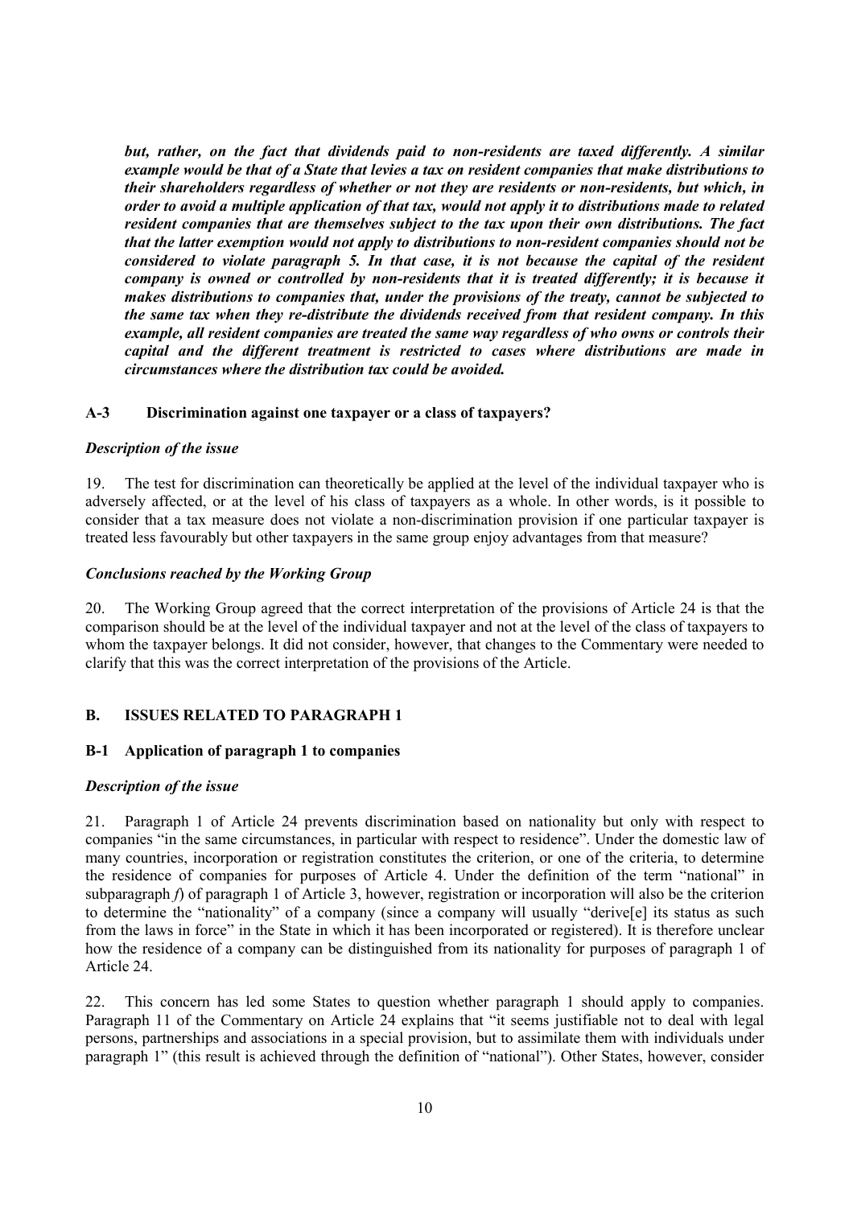***but, rather, on the fact that dividends paid to non-residents are taxed differently. A similar example would be that of a State that levies a tax on resident companies that make distributions to their shareholders regardless of whether or not they are residents or non-residents, but which, in order to avoid a multiple application of that tax, would not apply it to distributions made to related resident companies that are themselves subject to the tax upon their own distributions. The fact that the latter exemption would not apply to distributions to non-resident companies should not be considered to violate paragraph 5. In that case, it is not because the capital of the resident company is owned or controlled by non-residents that it is treated differently; it is because it makes distributions to companies that, under the provisions of the treaty, cannot be subjected to the same tax when they re-distribute the dividends received from that resident company. In this example, all resident companies are treated the same way regardless of who owns or controls their capital and the different treatment is restricted to cases where distributions are made in circumstances where the distribution tax could be avoided.***

### A-3 Discrimination against one taxpayer or a class of taxpayers?

*Description of the issue*

19. The test for discrimination can theoretically be applied at the level of the individual taxpayer who is adversely affected, or at the level of his class of taxpayers as a whole. In other words, is it possible to consider that a tax measure does not violate a non-discrimination provision if one particular taxpayer is treated less favourably but other taxpayers in the same group enjoy advantages from that measure?

*Conclusions reached by the Working Group*

20. The Working Group agreed that the correct interpretation of the provisions of Article 24 is that the comparison should be at the level of the individual taxpayer and not at the level of the class of taxpayers to whom the taxpayer belongs. It did not consider, however, that changes to the Commentary were needed to clarify that this was the correct interpretation of the provisions of the Article.

## B. ISSUES RELATED TO PARAGRAPH 1

### B-1 Application of paragraph 1 to companies

*Description of the issue*

21. Paragraph 1 of Article 24 prevents discrimination based on nationality but only with respect to companies "in the same circumstances, in particular with respect to residence". Under the domestic law of many countries, incorporation or registration constitutes the criterion, or one of the criteria, to determine the residence of companies for purposes of Article 4. Under the definition of the term "national" in subparagraph *f*) of paragraph 1 of Article 3, however, registration or incorporation will also be the criterion to determine the "nationality" of a company (since a company will usually "derive[e] its status as such from the laws in force" in the State in which it has been incorporated or registered). It is therefore unclear how the residence of a company can be distinguished from its nationality for purposes of paragraph 1 of Article 24.

22. This concern has led some States to question whether paragraph 1 should apply to companies. Paragraph 11 of the Commentary on Article 24 explains that "it seems justifiable not to deal with legal persons, partnerships and associations in a special provision, but to assimilate them with individuals under paragraph 1" (this result is achieved through the definition of "national"). Other States, however, consider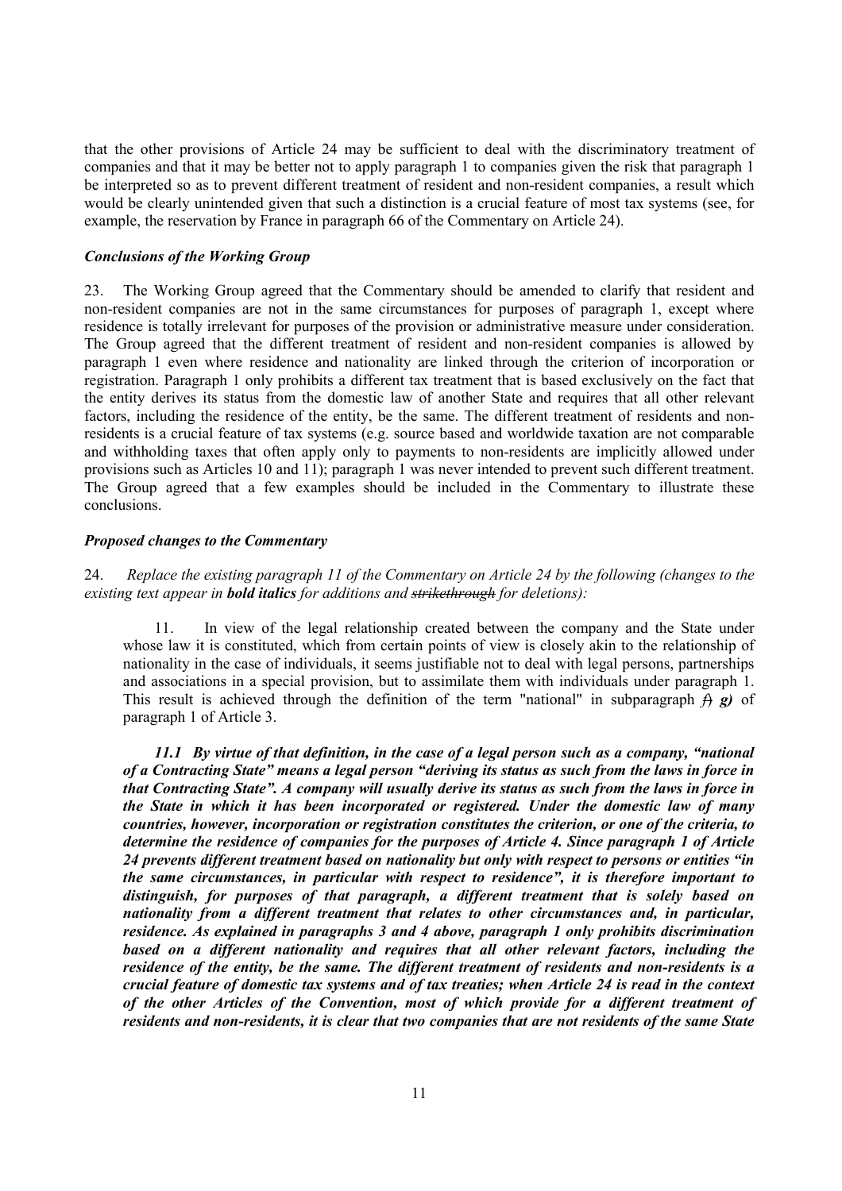that the other provisions of Article 24 may be sufficient to deal with the discriminatory treatment of companies and that it may be better not to apply paragraph 1 to companies given the risk that paragraph 1 be interpreted so as to prevent different treatment of resident and non-resident companies, a result which would be clearly unintended given that such a distinction is a crucial feature of most tax systems (see, for example, the reservation by France in paragraph 66 of the Commentary on Article 24).

### *Conclusions of the Working Group*

23. The Working Group agreed that the Commentary should be amended to clarify that resident and non-resident companies are not in the same circumstances for purposes of paragraph 1, except where residence is totally irrelevant for purposes of the provision or administrative measure under consideration. The Group agreed that the different treatment of resident and non-resident companies is allowed by paragraph 1 even where residence and nationality are linked through the criterion of incorporation or registration. Paragraph 1 only prohibits a different tax treatment that is based exclusively on the fact that the entity derives its status from the domestic law of another State and requires that all other relevant factors, including the residence of the entity, be the same. The different treatment of residents and non-residents is a crucial feature of tax systems (e.g. source based and worldwide taxation are not comparable and withholding taxes that often apply only to payments to non-residents are implicitly allowed under provisions such as Articles 10 and 11); paragraph 1 was never intended to prevent such different treatment. The Group agreed that a few examples should be included in the Commentary to illustrate these conclusions.

### *Proposed changes to the Commentary*

24. *Replace the existing paragraph 11 of the Commentary on Article 24 by the following (changes to the existing text appear in **bold italics** for additions and ~~strikethrough~~ for deletions):*

> 11. In view of the legal relationship created between the company and the State under whose law it is constituted, which from certain points of view is closely akin to the relationship of nationality in the case of individuals, it seems justifiable not to deal with legal persons, partnerships and associations in a special provision, but to assimilate them with individuals under paragraph 1. This result is achieved through the definition of the term "national" in subparagraph ~~f)~~ ***g)*** of paragraph 1 of Article 3.
>
> ***11.1 By virtue of that definition, in the case of a legal person such as a company, "national of a Contracting State" means a legal person "deriving its status as such from the laws in force in that Contracting State". A company will usually derive its status as such from the laws in force in the State in which it has been incorporated or registered. Under the domestic law of many countries, however, incorporation or registration constitutes the criterion, or one of the criteria, to determine the residence of companies for the purposes of Article 4. Since paragraph 1 of Article 24 prevents different treatment based on nationality but only with respect to persons or entities "in the same circumstances, in particular with respect to residence", it is therefore important to distinguish, for purposes of that paragraph, a different treatment that is solely based on nationality from a different treatment that relates to other circumstances and, in particular, residence. As explained in paragraphs 3 and 4 above, paragraph 1 only prohibits discrimination based on a different nationality and requires that all other relevant factors, including the residence of the entity, be the same. The different treatment of residents and non-residents is a crucial feature of domestic tax systems and of tax treaties; when Article 24 is read in the context of the other Articles of the Convention, most of which provide for a different treatment of residents and non-residents, it is clear that two companies that are not residents of the same State***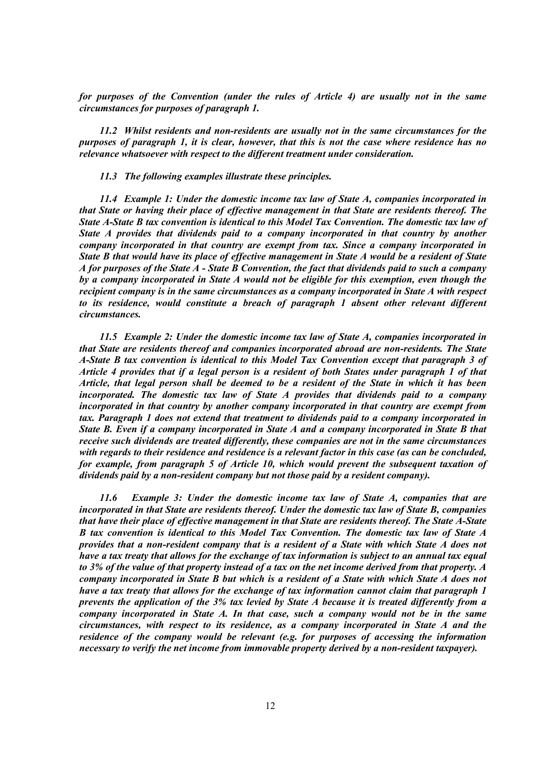*for purposes of the Convention (under the rules of Article 4) are usually not in the same circumstances for purposes of paragraph 1.*

*11.2 Whilst residents and non-residents are usually not in the same circumstances for the purposes of paragraph 1, it is clear, however, that this is not the case where residence has no relevance whatsoever with respect to the different treatment under consideration.*

*11.3 The following examples illustrate these principles.*

*11.4 Example 1: Under the domestic income tax law of State A, companies incorporated in that State or having their place of effective management in that State are residents thereof. The State A-State B tax convention is identical to this Model Tax Convention. The domestic tax law of State A provides that dividends paid to a company incorporated in that country by another company incorporated in that country are exempt from tax. Since a company incorporated in State B that would have its place of effective management in State A would be a resident of State A for purposes of the State A - State B Convention, the fact that dividends paid to such a company by a company incorporated in State A would not be eligible for this exemption, even though the recipient company is in the same circumstances as a company incorporated in State A with respect to its residence, would constitute a breach of paragraph 1 absent other relevant different circumstances.*

*11.5 Example 2: Under the domestic income tax law of State A, companies incorporated in that State are residents thereof and companies incorporated abroad are non-residents. The State A-State B tax convention is identical to this Model Tax Convention except that paragraph 3 of Article 4 provides that if a legal person is a resident of both States under paragraph 1 of that Article, that legal person shall be deemed to be a resident of the State in which it has been incorporated. The domestic tax law of State A provides that dividends paid to a company incorporated in that country by another company incorporated in that country are exempt from tax. Paragraph 1 does not extend that treatment to dividends paid to a company incorporated in State B. Even if a company incorporated in State A and a company incorporated in State B that receive such dividends are treated differently, these companies are not in the same circumstances with regards to their residence and residence is a relevant factor in this case (as can be concluded, for example, from paragraph 5 of Article 10, which would prevent the subsequent taxation of dividends paid by a non-resident company but not those paid by a resident company).*

*11.6 Example 3: Under the domestic income tax law of State A, companies that are incorporated in that State are residents thereof. Under the domestic tax law of State B, companies that have their place of effective management in that State are residents thereof. The State A-State B tax convention is identical to this Model Tax Convention. The domestic tax law of State A provides that a non-resident company that is a resident of a State with which State A does not have a tax treaty that allows for the exchange of tax information is subject to an annual tax equal to 3% of the value of that property instead of a tax on the net income derived from that property. A company incorporated in State B but which is a resident of a State with which State A does not have a tax treaty that allows for the exchange of tax information cannot claim that paragraph 1 prevents the application of the 3% tax levied by State A because it is treated differently from a company incorporated in State A. In that case, such a company would not be in the same circumstances, with respect to its residence, as a company incorporated in State A and the residence of the company would be relevant (e.g. for purposes of accessing the information necessary to verify the net income from immovable property derived by a non-resident taxpayer).*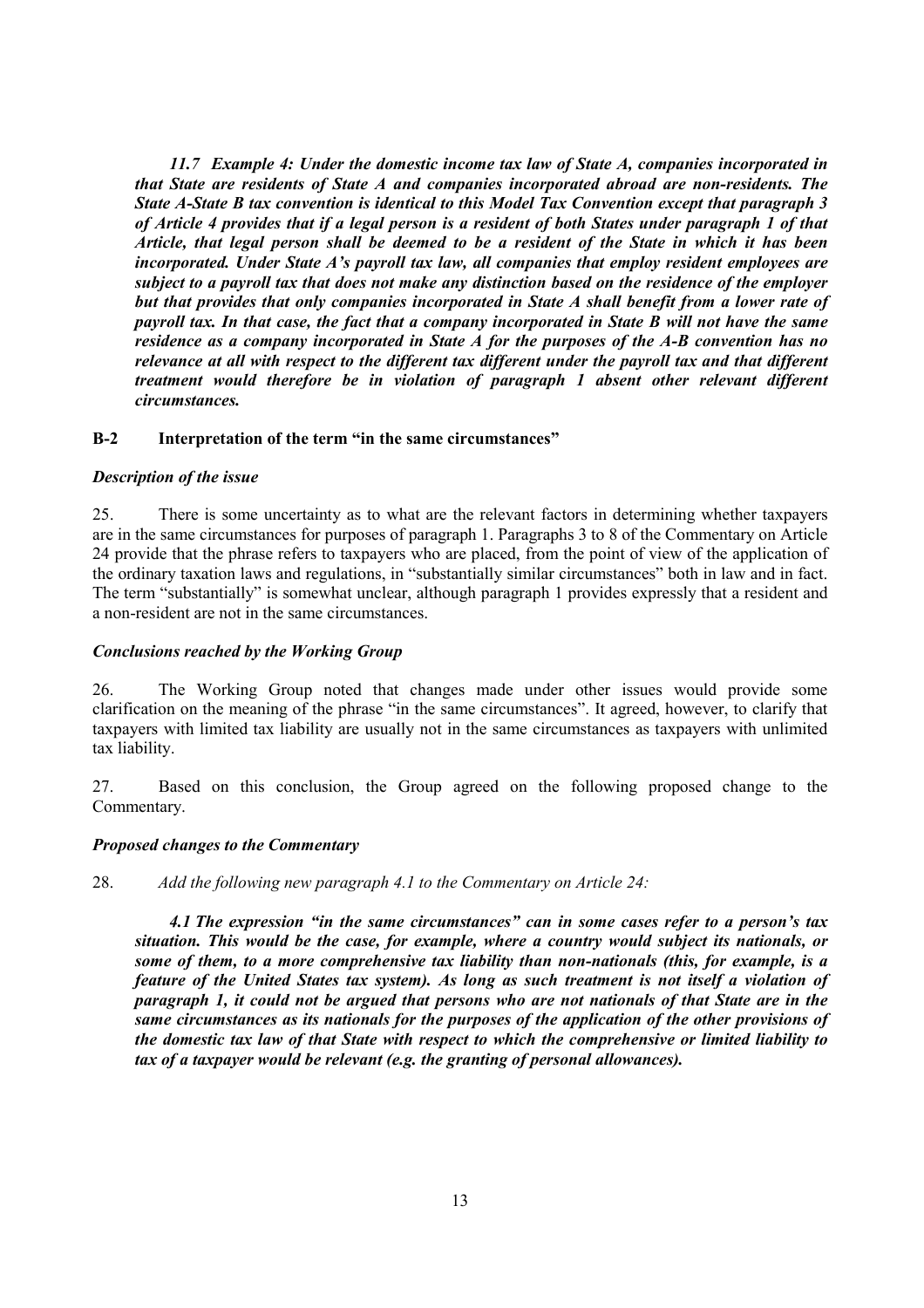***11.7 Example 4: Under the domestic income tax law of State A, companies incorporated in that State are residents of State A and companies incorporated abroad are non-residents. The State A-State B tax convention is identical to this Model Tax Convention except that paragraph 3 of Article 4 provides that if a legal person is a resident of both States under paragraph 1 of that Article, that legal person shall be deemed to be a resident of the State in which it has been incorporated. Under State A's payroll tax law, all companies that employ resident employees are subject to a payroll tax that does not make any distinction based on the residence of the employer but that provides that only companies incorporated in State A shall benefit from a lower rate of payroll tax. In that case, the fact that a company incorporated in State B will not have the same residence as a company incorporated in State A for the purposes of the A-B convention has no relevance at all with respect to the different tax different under the payroll tax and that different treatment would therefore be in violation of paragraph 1 absent other relevant different circumstances.***

## B-2 Interpretation of the term "in the same circumstances"

### *Description of the issue*

25. There is some uncertainty as to what are the relevant factors in determining whether taxpayers are in the same circumstances for purposes of paragraph 1. Paragraphs 3 to 8 of the Commentary on Article 24 provide that the phrase refers to taxpayers who are placed, from the point of view of the application of the ordinary taxation laws and regulations, in "substantially similar circumstances" both in law and in fact. The term "substantially" is somewhat unclear, although paragraph 1 provides expressly that a resident and a non-resident are not in the same circumstances.

### *Conclusions reached by the Working Group*

26. The Working Group noted that changes made under other issues would provide some clarification on the meaning of the phrase "in the same circumstances". It agreed, however, to clarify that taxpayers with limited tax liability are usually not in the same circumstances as taxpayers with unlimited tax liability.

27. Based on this conclusion, the Group agreed on the following proposed change to the Commentary.

### *Proposed changes to the Commentary*

28. *Add the following new paragraph 4.1 to the Commentary on Article 24:*

***4.1 The expression "in the same circumstances" can in some cases refer to a person's tax situation. This would be the case, for example, where a country would subject its nationals, or some of them, to a more comprehensive tax liability than non-nationals (this, for example, is a feature of the United States tax system). As long as such treatment is not itself a violation of paragraph 1, it could not be argued that persons who are not nationals of that State are in the same circumstances as its nationals for the purposes of the application of the other provisions of the domestic tax law of that State with respect to which the comprehensive or limited liability to tax of a taxpayer would be relevant (e.g. the granting of personal allowances).***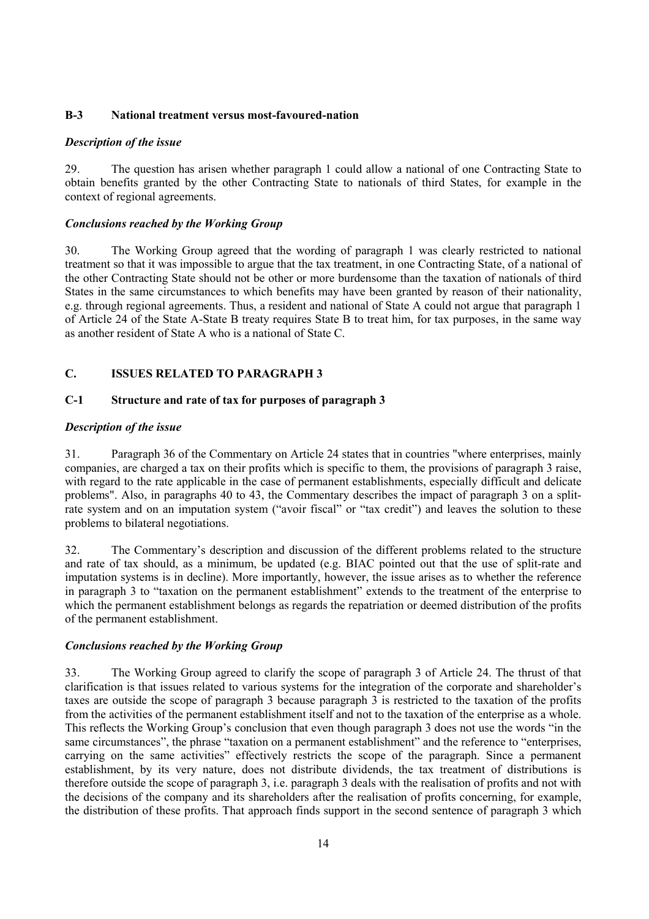### B-3 National treatment versus most-favoured-nation

#### *Description of the issue*

29. The question has arisen whether paragraph 1 could allow a national of one Contracting State to obtain benefits granted by the other Contracting State to nationals of third States, for example in the context of regional agreements.

#### *Conclusions reached by the Working Group*

30. The Working Group agreed that the wording of paragraph 1 was clearly restricted to national treatment so that it was impossible to argue that the tax treatment, in one Contracting State, of a national of the other Contracting State should not be other or more burdensome than the taxation of nationals of third States in the same circumstances to which benefits may have been granted by reason of their nationality, e.g. through regional agreements. Thus, a resident and national of State A could not argue that paragraph 1 of Article 24 of the State A-State B treaty requires State B to treat him, for tax purposes, in the same way as another resident of State A who is a national of State C.

## C. ISSUES RELATED TO PARAGRAPH 3

### C-1 Structure and rate of tax for purposes of paragraph 3

#### *Description of the issue*

31. Paragraph 36 of the Commentary on Article 24 states that in countries "where enterprises, mainly companies, are charged a tax on their profits which is specific to them, the provisions of paragraph 3 raise, with regard to the rate applicable in the case of permanent establishments, especially difficult and delicate problems". Also, in paragraphs 40 to 43, the Commentary describes the impact of paragraph 3 on a split-rate system and on an imputation system ("avoir fiscal" or "tax credit") and leaves the solution to these problems to bilateral negotiations.

32. The Commentary's description and discussion of the different problems related to the structure and rate of tax should, as a minimum, be updated (e.g. BIAC pointed out that the use of split-rate and imputation systems is in decline). More importantly, however, the issue arises as to whether the reference in paragraph 3 to "taxation on the permanent establishment" extends to the treatment of the enterprise to which the permanent establishment belongs as regards the repatriation or deemed distribution of the profits of the permanent establishment.

#### *Conclusions reached by the Working Group*

33. The Working Group agreed to clarify the scope of paragraph 3 of Article 24. The thrust of that clarification is that issues related to various systems for the integration of the corporate and shareholder's taxes are outside the scope of paragraph 3 because paragraph 3 is restricted to the taxation of the profits from the activities of the permanent establishment itself and not to the taxation of the enterprise as a whole. This reflects the Working Group's conclusion that even though paragraph 3 does not use the words "in the same circumstances", the phrase "taxation on a permanent establishment" and the reference to "enterprises, carrying on the same activities" effectively restricts the scope of the paragraph. Since a permanent establishment, by its very nature, does not distribute dividends, the tax treatment of distributions is therefore outside the scope of paragraph 3, i.e. paragraph 3 deals with the realisation of profits and not with the decisions of the company and its shareholders after the realisation of profits concerning, for example, the distribution of these profits. That approach finds support in the second sentence of paragraph 3 which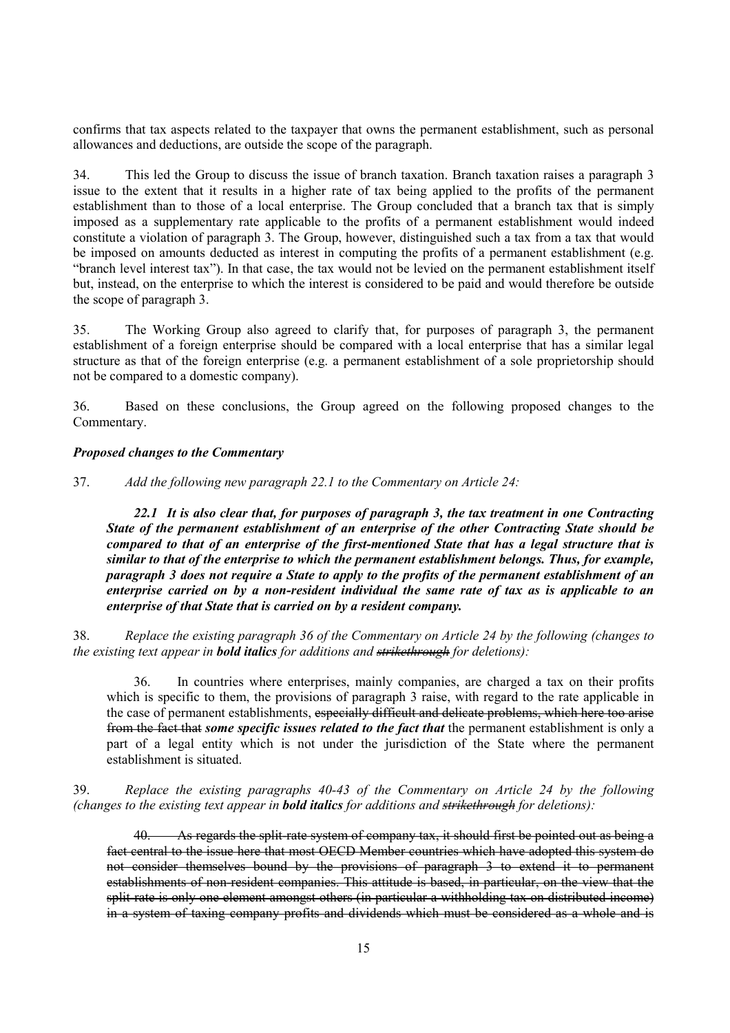confirms that tax aspects related to the taxpayer that owns the permanent establishment, such as personal allowances and deductions, are outside the scope of the paragraph.

34. This led the Group to discuss the issue of branch taxation. Branch taxation raises a paragraph 3 issue to the extent that it results in a higher rate of tax being applied to the profits of the permanent establishment than to those of a local enterprise. The Group concluded that a branch tax that is simply imposed as a supplementary rate applicable to the profits of a permanent establishment would indeed constitute a violation of paragraph 3. The Group, however, distinguished such a tax from a tax that would be imposed on amounts deducted as interest in computing the profits of a permanent establishment (e.g. "branch level interest tax"). In that case, the tax would not be levied on the permanent establishment itself but, instead, on the enterprise to which the interest is considered to be paid and would therefore be outside the scope of paragraph 3.

35. The Working Group also agreed to clarify that, for purposes of paragraph 3, the permanent establishment of a foreign enterprise should be compared with a local enterprise that has a similar legal structure as that of the foreign enterprise (e.g. a permanent establishment of a sole proprietorship should not be compared to a domestic company).

36. Based on these conclusions, the Group agreed on the following proposed changes to the Commentary.

***Proposed changes to the Commentary***

37. *Add the following new paragraph 22.1 to the Commentary on Article 24:*

> ***22.1 It is also clear that, for purposes of paragraph 3, the tax treatment in one Contracting State of the permanent establishment of an enterprise of the other Contracting State should be compared to that of an enterprise of the first-mentioned State that has a legal structure that is similar to that of the enterprise to which the permanent establishment belongs. Thus, for example, paragraph 3 does not require a State to apply to the profits of the permanent establishment of an enterprise carried on by a non-resident individual the same rate of tax as is applicable to an enterprise of that State that is carried on by a resident company.***

38. *Replace the existing paragraph 36 of the Commentary on Article 24 by the following (changes to the existing text appear in **bold italics** for additions and ~~strikethrough~~ for deletions):*

> 36. In countries where enterprises, mainly companies, are charged a tax on their profits which is specific to them, the provisions of paragraph 3 raise, with regard to the rate applicable in the case of permanent establishments, ~~especially difficult and delicate problems, which here too arise from the fact that~~ ***some specific issues related to the fact that*** the permanent establishment is only a part of a legal entity which is not under the jurisdiction of the State where the permanent establishment is situated.

39. *Replace the existing paragraphs 40-43 of the Commentary on Article 24 by the following (changes to the existing text appear in **bold italics** for additions and ~~strikethrough~~ for deletions):*

> ~~40. As regards the split-rate system of company tax, it should first be pointed out as being a fact central to the issue here that most OECD Member countries which have adopted this system do not consider themselves bound by the provisions of paragraph 3 to extend it to permanent establishments of non-resident companies. This attitude is based, in particular, on the view that the split-rate is only one element amongst others (in particular a withholding tax on distributed income) in a system of taxing company profits and dividends which must be considered as a whole and is~~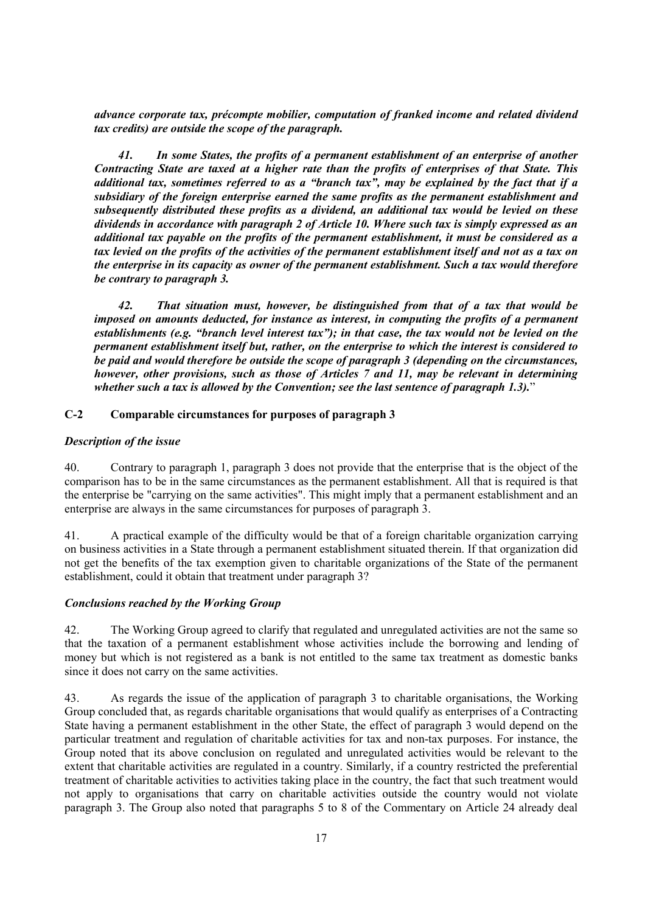***advance corporate tax, précompte mobilier, computation of franked income and related dividend tax credits) are outside the scope of the paragraph.***

***41. In some States, the profits of a permanent establishment of an enterprise of another Contracting State are taxed at a higher rate than the profits of enterprises of that State. This additional tax, sometimes referred to as a "branch tax", may be explained by the fact that if a subsidiary of the foreign enterprise earned the same profits as the permanent establishment and subsequently distributed these profits as a dividend, an additional tax would be levied on these dividends in accordance with paragraph 2 of Article 10. Where such tax is simply expressed as an additional tax payable on the profits of the permanent establishment, it must be considered as a tax levied on the profits of the activities of the permanent establishment itself and not as a tax on the enterprise in its capacity as owner of the permanent establishment. Such a tax would therefore be contrary to paragraph 3.***

***42. That situation must, however, be distinguished from that of a tax that would be imposed on amounts deducted, for instance as interest, in computing the profits of a permanent establishments (e.g. "branch level interest tax"); in that case, the tax would not be levied on the permanent establishment itself but, rather, on the enterprise to which the interest is considered to be paid and would therefore be outside the scope of paragraph 3 (depending on the circumstances, however, other provisions, such as those of Articles 7 and 11, may be relevant in determining whether such a tax is allowed by the Convention; see the last sentence of paragraph 1.3).***"

### C-2 Comparable circumstances for purposes of paragraph 3

#### *Description of the issue*

40. Contrary to paragraph 1, paragraph 3 does not provide that the enterprise that is the object of the comparison has to be in the same circumstances as the permanent establishment. All that is required is that the enterprise be "carrying on the same activities". This might imply that a permanent establishment and an enterprise are always in the same circumstances for purposes of paragraph 3.

41. A practical example of the difficulty would be that of a foreign charitable organization carrying on business activities in a State through a permanent establishment situated therein. If that organization did not get the benefits of the tax exemption given to charitable organizations of the State of the permanent establishment, could it obtain that treatment under paragraph 3?

#### *Conclusions reached by the Working Group*

42. The Working Group agreed to clarify that regulated and unregulated activities are not the same so that the taxation of a permanent establishment whose activities include the borrowing and lending of money but which is not registered as a bank is not entitled to the same tax treatment as domestic banks since it does not carry on the same activities.

43. As regards the issue of the application of paragraph 3 to charitable organisations, the Working Group concluded that, as regards charitable organisations that would qualify as enterprises of a Contracting State having a permanent establishment in the other State, the effect of paragraph 3 would depend on the particular treatment and regulation of charitable activities for tax and non-tax purposes. For instance, the Group noted that its above conclusion on regulated and unregulated activities would be relevant to the extent that charitable activities are regulated in a country. Similarly, if a country restricted the preferential treatment of charitable activities to activities taking place in the country, the fact that such treatment would not apply to organisations that carry on charitable activities outside the country would not violate paragraph 3. The Group also noted that paragraphs 5 to 8 of the Commentary on Article 24 already deal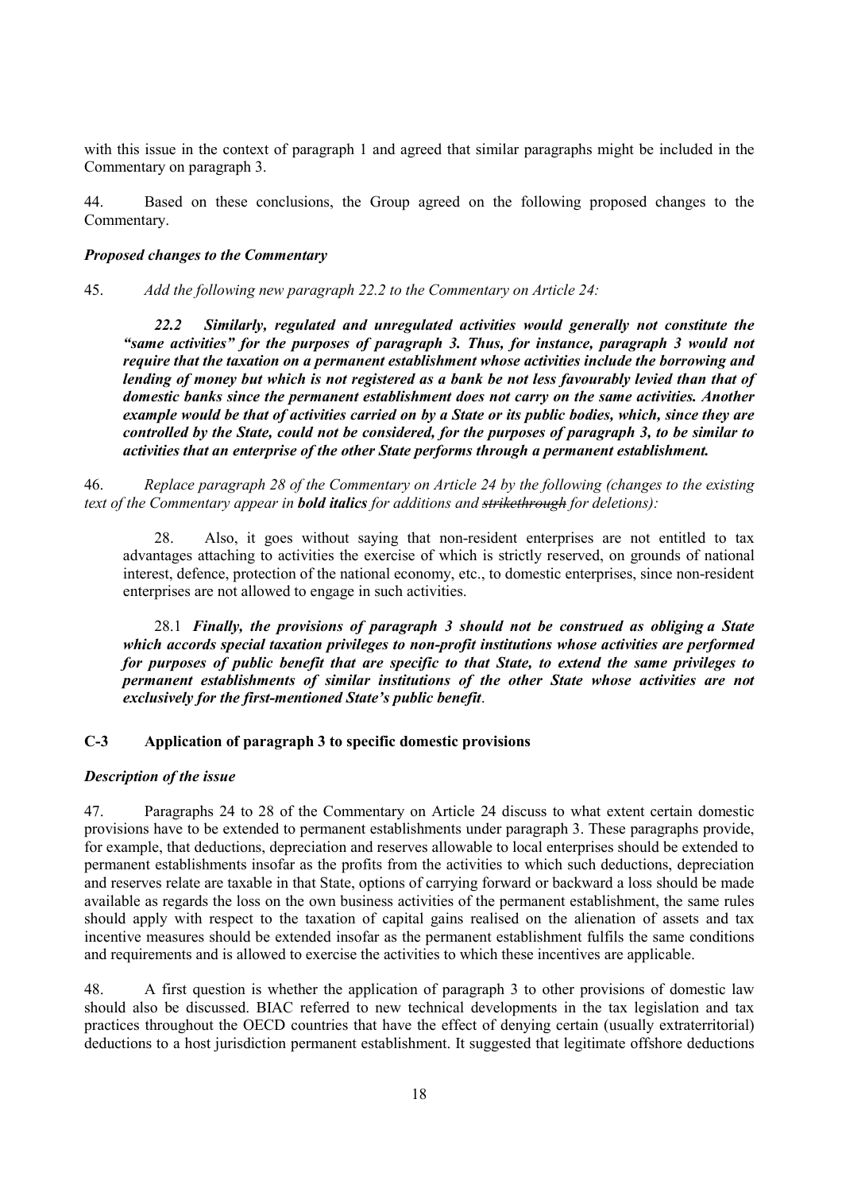with this issue in the context of paragraph 1 and agreed that similar paragraphs might be included in the Commentary on paragraph 3.

44. Based on these conclusions, the Group agreed on the following proposed changes to the Commentary.

***Proposed changes to the Commentary***

45. *Add the following new paragraph 22.2 to the Commentary on Article 24:*

> ***22.2 Similarly, regulated and unregulated activities would generally not constitute the "same activities" for the purposes of paragraph 3. Thus, for instance, paragraph 3 would not require that the taxation on a permanent establishment whose activities include the borrowing and lending of money but which is not registered as a bank be not less favourably levied than that of domestic banks since the permanent establishment does not carry on the same activities. Another example would be that of activities carried on by a State or its public bodies, which, since they are controlled by the State, could not be considered, for the purposes of paragraph 3, to be similar to activities that an enterprise of the other State performs through a permanent establishment.***

46. *Replace paragraph 28 of the Commentary on Article 24 by the following (changes to the existing text of the Commentary appear in **bold italics** for additions and ~~strikethrough~~ for deletions):*

> 28. Also, it goes without saying that non-resident enterprises are not entitled to tax advantages attaching to activities the exercise of which is strictly reserved, on grounds of national interest, defence, protection of the national economy, etc., to domestic enterprises, since non-resident enterprises are not allowed to engage in such activities.
>
> 28.1 ***Finally, the provisions of paragraph 3 should not be construed as obliging a State which accords special taxation privileges to non-profit institutions whose activities are performed for purposes of public benefit that are specific to that State, to extend the same privileges to permanent establishments of similar institutions of the other State whose activities are not exclusively for the first-mentioned State's public benefit***.

## C-3 Application of paragraph 3 to specific domestic provisions

***Description of the issue***

47. Paragraphs 24 to 28 of the Commentary on Article 24 discuss to what extent certain domestic provisions have to be extended to permanent establishments under paragraph 3. These paragraphs provide, for example, that deductions, depreciation and reserves allowable to local enterprises should be extended to permanent establishments insofar as the profits from the activities to which such deductions, depreciation and reserves relate are taxable in that State, options of carrying forward or backward a loss should be made available as regards the loss on the own business activities of the permanent establishment, the same rules should apply with respect to the taxation of capital gains realised on the alienation of assets and tax incentive measures should be extended insofar as the permanent establishment fulfils the same conditions and requirements and is allowed to exercise the activities to which these incentives are applicable.

48. A first question is whether the application of paragraph 3 to other provisions of domestic law should also be discussed. BIAC referred to new technical developments in the tax legislation and tax practices throughout the OECD countries that have the effect of denying certain (usually extraterritorial) deductions to a host jurisdiction permanent establishment. It suggested that legitimate offshore deductions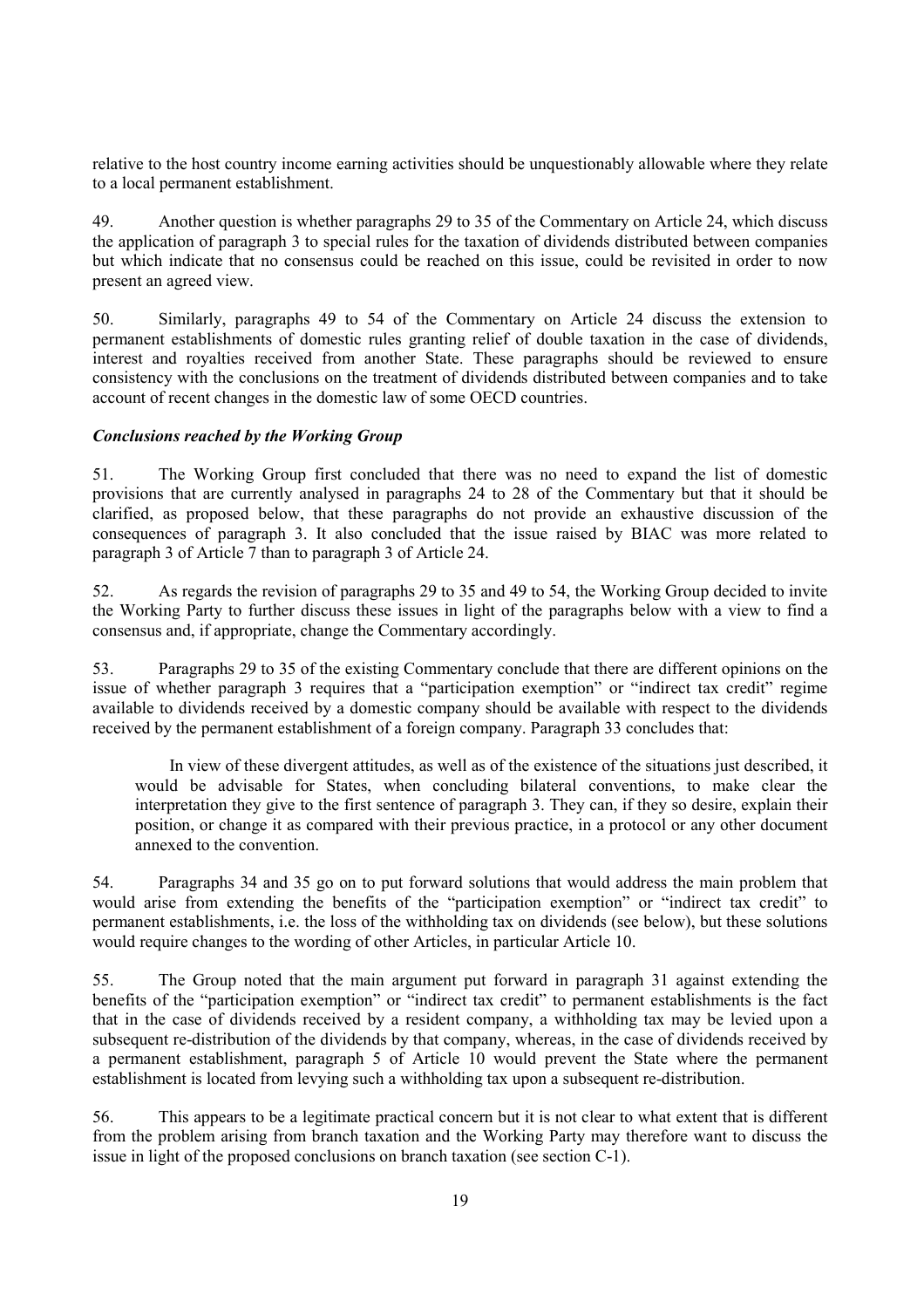relative to the host country income earning activities should be unquestionably allowable where they relate to a local permanent establishment.

49. Another question is whether paragraphs 29 to 35 of the Commentary on Article 24, which discuss the application of paragraph 3 to special rules for the taxation of dividends distributed between companies but which indicate that no consensus could be reached on this issue, could be revisited in order to now present an agreed view.

50. Similarly, paragraphs 49 to 54 of the Commentary on Article 24 discuss the extension to permanent establishments of domestic rules granting relief of double taxation in the case of dividends, interest and royalties received from another State. These paragraphs should be reviewed to ensure consistency with the conclusions on the treatment of dividends distributed between companies and to take account of recent changes in the domestic law of some OECD countries.

***Conclusions reached by the Working Group***

51. The Working Group first concluded that there was no need to expand the list of domestic provisions that are currently analysed in paragraphs 24 to 28 of the Commentary but that it should be clarified, as proposed below, that these paragraphs do not provide an exhaustive discussion of the consequences of paragraph 3. It also concluded that the issue raised by BIAC was more related to paragraph 3 of Article 7 than to paragraph 3 of Article 24.

52. As regards the revision of paragraphs 29 to 35 and 49 to 54, the Working Group decided to invite the Working Party to further discuss these issues in light of the paragraphs below with a view to find a consensus and, if appropriate, change the Commentary accordingly.

53. Paragraphs 29 to 35 of the existing Commentary conclude that there are different opinions on the issue of whether paragraph 3 requires that a "participation exemption" or "indirect tax credit" regime available to dividends received by a domestic company should be available with respect to the dividends received by the permanent establishment of a foreign company. Paragraph 33 concludes that:

> In view of these divergent attitudes, as well as of the existence of the situations just described, it would be advisable for States, when concluding bilateral conventions, to make clear the interpretation they give to the first sentence of paragraph 3. They can, if they so desire, explain their position, or change it as compared with their previous practice, in a protocol or any other document annexed to the convention.

54. Paragraphs 34 and 35 go on to put forward solutions that would address the main problem that would arise from extending the benefits of the "participation exemption" or "indirect tax credit" to permanent establishments, i.e. the loss of the withholding tax on dividends (see below), but these solutions would require changes to the wording of other Articles, in particular Article 10.

55. The Group noted that the main argument put forward in paragraph 31 against extending the benefits of the "participation exemption" or "indirect tax credit" to permanent establishments is the fact that in the case of dividends received by a resident company, a withholding tax may be levied upon a subsequent re-distribution of the dividends by that company, whereas, in the case of dividends received by a permanent establishment, paragraph 5 of Article 10 would prevent the State where the permanent establishment is located from levying such a withholding tax upon a subsequent re-distribution.

56. This appears to be a legitimate practical concern but it is not clear to what extent that is different from the problem arising from branch taxation and the Working Party may therefore want to discuss the issue in light of the proposed conclusions on branch taxation (see section C-1).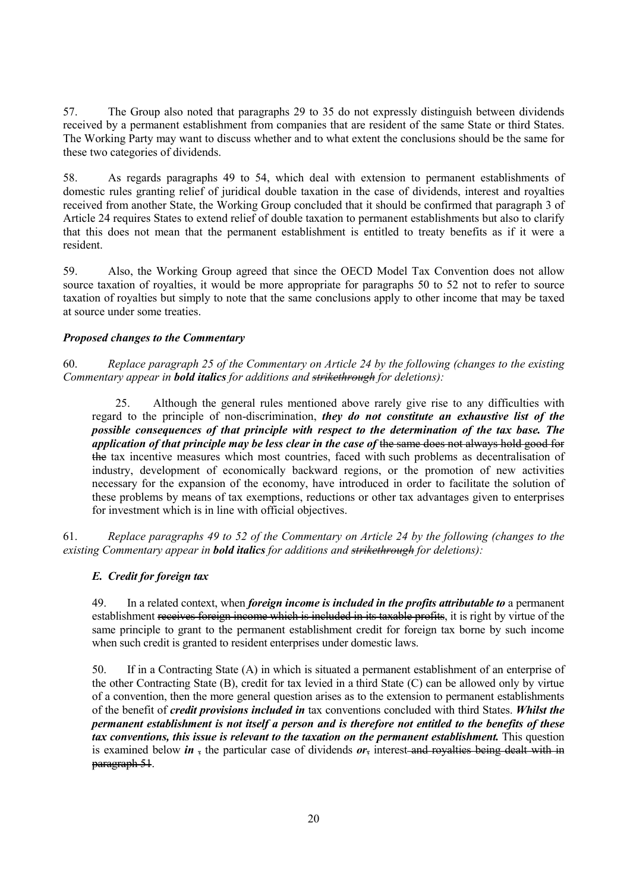57. The Group also noted that paragraphs 29 to 35 do not expressly distinguish between dividends received by a permanent establishment from companies that are resident of the same State or third States. The Working Party may want to discuss whether and to what extent the conclusions should be the same for these two categories of dividends.

58. As regards paragraphs 49 to 54, which deal with extension to permanent establishments of domestic rules granting relief of juridical double taxation in the case of dividends, interest and royalties received from another State, the Working Group concluded that it should be confirmed that paragraph 3 of Article 24 requires States to extend relief of double taxation to permanent establishments but also to clarify that this does not mean that the permanent establishment is entitled to treaty benefits as if it were a resident.

59. Also, the Working Group agreed that since the OECD Model Tax Convention does not allow source taxation of royalties, it would be more appropriate for paragraphs 50 to 52 not to refer to source taxation of royalties but simply to note that the same conclusions apply to other income that may be taxed at source under some treaties.

### *Proposed changes to the Commentary*

60. *Replace paragraph 25 of the Commentary on Article 24 by the following (changes to the existing Commentary appear in **bold italics** for additions and ~~strikethrough~~ for deletions):*

> 25. Although the general rules mentioned above rarely give rise to any difficulties with regard to the principle of non-discrimination, ***they do not constitute an exhaustive list of the possible consequences of that principle with respect to the determination of the tax base. The application of that principle may be less clear in the case of*** ~~the same does not always hold good for the~~ tax incentive measures which most countries, faced with such problems as decentralisation of industry, development of economically backward regions, or the promotion of new activities necessary for the expansion of the economy, have introduced in order to facilitate the solution of these problems by means of tax exemptions, reductions or other tax advantages given to enterprises for investment which is in line with official objectives.

61. *Replace paragraphs 49 to 52 of the Commentary on Article 24 by the following (changes to the existing Commentary appear in **bold italics** for additions and ~~strikethrough~~ for deletions):*

> ***E. Credit for foreign tax***
>
> 49. In a related context, when ***foreign income is included in the profits attributable to*** a permanent establishment ~~receives foreign income which is included in its taxable profits~~, it is right by virtue of the same principle to grant to the permanent establishment credit for foreign tax borne by such income when such credit is granted to resident enterprises under domestic laws.
>
> 50. If in a Contracting State (A) in which is situated a permanent establishment of an enterprise of the other Contracting State (B), credit for tax levied in a third State (C) can be allowed only by virtue of a convention, then the more general question arises as to the extension to permanent establishments of the benefit of ***credit provisions included in*** tax conventions concluded with third States. ***Whilst the permanent establishment is not itself a person and is therefore not entitled to the benefits of these tax conventions, this issue is relevant to the taxation on the permanent establishment.*** This question is examined below ***in*** ~~,~~ the particular case of dividends ***or***~~,~~ interest ~~and royalties being dealt with in paragraph 51~~.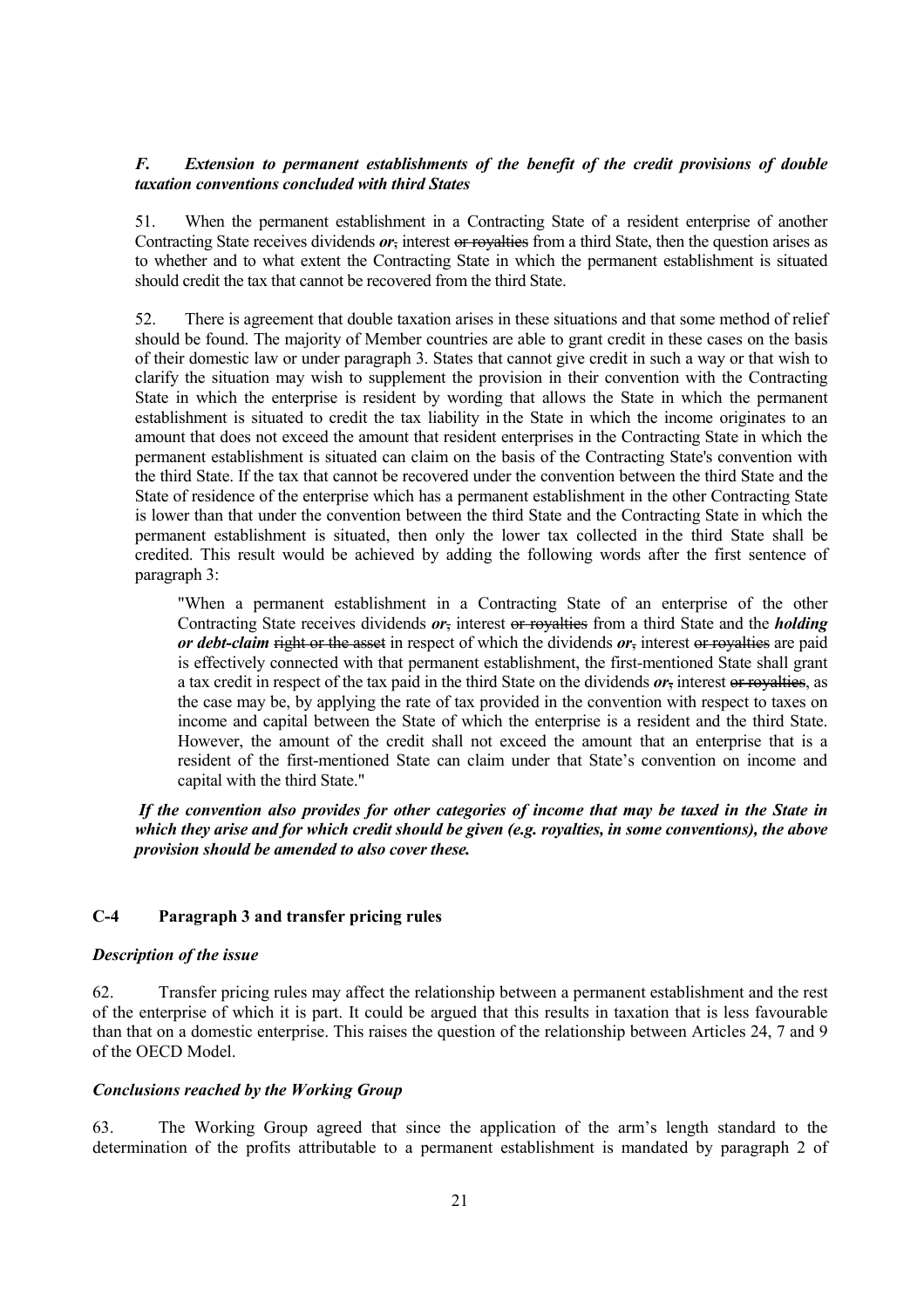### *F. Extension to permanent establishments of the benefit of the credit provisions of double taxation conventions concluded with third States*

51. When the permanent establishment in a Contracting State of a resident enterprise of another Contracting State receives dividends ***or***~~,~~ interest ~~or royalties~~ from a third State, then the question arises as to whether and to what extent the Contracting State in which the permanent establishment is situated should credit the tax that cannot be recovered from the third State.

52. There is agreement that double taxation arises in these situations and that some method of relief should be found. The majority of Member countries are able to grant credit in these cases on the basis of their domestic law or under paragraph 3. States that cannot give credit in such a way or that wish to clarify the situation may wish to supplement the provision in their convention with the Contracting State in which the enterprise is resident by wording that allows the State in which the permanent establishment is situated to credit the tax liability in the State in which the income originates to an amount that does not exceed the amount that resident enterprises in the Contracting State in which the permanent establishment is situated can claim on the basis of the Contracting State's convention with the third State. If the tax that cannot be recovered under the convention between the third State and the State of residence of the enterprise which has a permanent establishment in the other Contracting State is lower than that under the convention between the third State and the Contracting State in which the permanent establishment is situated, then only the lower tax collected in the third State shall be credited. This result would be achieved by adding the following words after the first sentence of paragraph 3:

> "When a permanent establishment in a Contracting State of an enterprise of the other Contracting State receives dividends ***or***~~,~~ interest ~~or royalties~~ from a third State and the ***holding or debt-claim*** ~~right or the asset~~ in respect of which the dividends ***or***~~,~~ interest ~~or royalties~~ are paid is effectively connected with that permanent establishment, the first-mentioned State shall grant a tax credit in respect of the tax paid in the third State on the dividends ***or***~~,~~ interest ~~or royalties~~, as the case may be, by applying the rate of tax provided in the convention with respect to taxes on income and capital between the State of which the enterprise is a resident and the third State. However, the amount of the credit shall not exceed the amount that an enterprise that is a resident of the first-mentioned State can claim under that State's convention on income and capital with the third State."

***If the convention also provides for other categories of income that may be taxed in the State in which they arise and for which credit should be given (e.g. royalties, in some conventions), the above provision should be amended to also cover these.***

## C-4 Paragraph 3 and transfer pricing rules

### *Description of the issue*

62. Transfer pricing rules may affect the relationship between a permanent establishment and the rest of the enterprise of which it is part. It could be argued that this results in taxation that is less favourable than that on a domestic enterprise. This raises the question of the relationship between Articles 24, 7 and 9 of the OECD Model.

### *Conclusions reached by the Working Group*

63. The Working Group agreed that since the application of the arm's length standard to the determination of the profits attributable to a permanent establishment is mandated by paragraph 2 of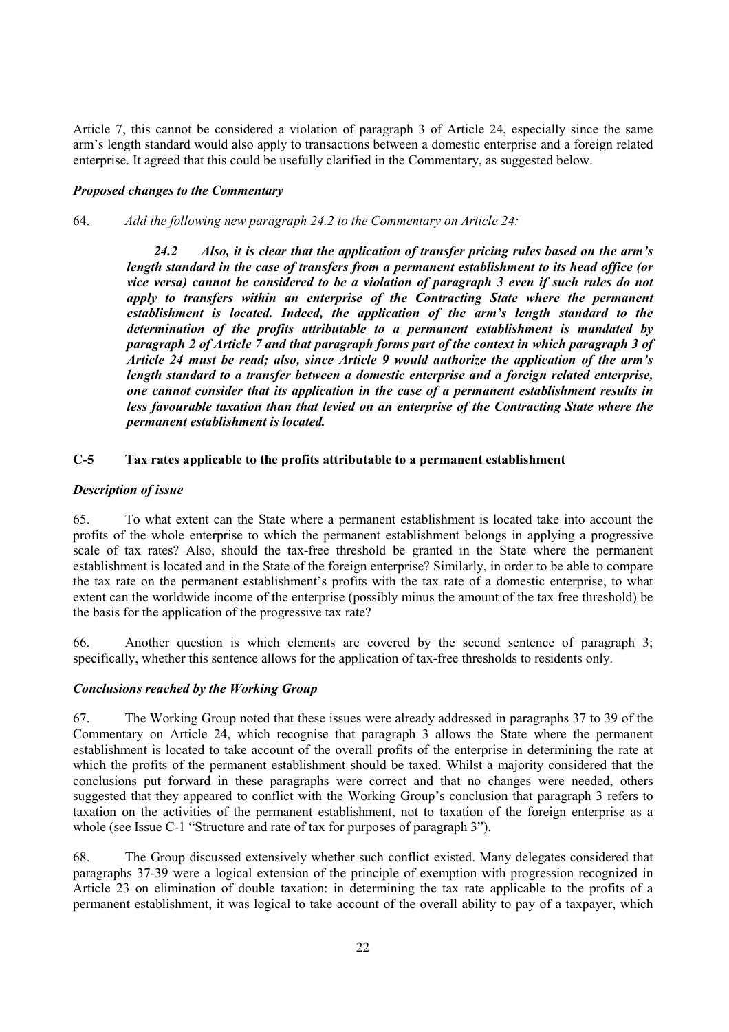Article 7, this cannot be considered a violation of paragraph 3 of Article 24, especially since the same arm's length standard would also apply to transactions between a domestic enterprise and a foreign related enterprise. It agreed that this could be usefully clarified in the Commentary, as suggested below.

### *Proposed changes to the Commentary*

64. *Add the following new paragraph 24.2 to the Commentary on Article 24:*

> ***24.2 Also, it is clear that the application of transfer pricing rules based on the arm's length standard in the case of transfers from a permanent establishment to its head office (or vice versa) cannot be considered to be a violation of paragraph 3 even if such rules do not apply to transfers within an enterprise of the Contracting State where the permanent establishment is located. Indeed, the application of the arm's length standard to the determination of the profits attributable to a permanent establishment is mandated by paragraph 2 of Article 7 and that paragraph forms part of the context in which paragraph 3 of Article 24 must be read; also, since Article 9 would authorize the application of the arm's length standard to a transfer between a domestic enterprise and a foreign related enterprise, one cannot consider that its application in the case of a permanent establishment results in less favourable taxation than that levied on an enterprise of the Contracting State where the permanent establishment is located.***

## C-5 Tax rates applicable to the profits attributable to a permanent establishment

### *Description of issue*

65. To what extent can the State where a permanent establishment is located take into account the profits of the whole enterprise to which the permanent establishment belongs in applying a progressive scale of tax rates? Also, should the tax-free threshold be granted in the State where the permanent establishment is located and in the State of the foreign enterprise? Similarly, in order to be able to compare the tax rate on the permanent establishment's profits with the tax rate of a domestic enterprise, to what extent can the worldwide income of the enterprise (possibly minus the amount of the tax free threshold) be the basis for the application of the progressive tax rate?

66. Another question is which elements are covered by the second sentence of paragraph 3; specifically, whether this sentence allows for the application of tax-free thresholds to residents only.

### *Conclusions reached by the Working Group*

67. The Working Group noted that these issues were already addressed in paragraphs 37 to 39 of the Commentary on Article 24, which recognise that paragraph 3 allows the State where the permanent establishment is located to take account of the overall profits of the enterprise in determining the rate at which the profits of the permanent establishment should be taxed. Whilst a majority considered that the conclusions put forward in these paragraphs were correct and that no changes were needed, others suggested that they appeared to conflict with the Working Group's conclusion that paragraph 3 refers to taxation on the activities of the permanent establishment, not to taxation of the foreign enterprise as a whole (see Issue C-1 "Structure and rate of tax for purposes of paragraph 3").

68. The Group discussed extensively whether such conflict existed. Many delegates considered that paragraphs 37-39 were a logical extension of the principle of exemption with progression recognized in Article 23 on elimination of double taxation: in determining the tax rate applicable to the profits of a permanent establishment, it was logical to take account of the overall ability to pay of a taxpayer, which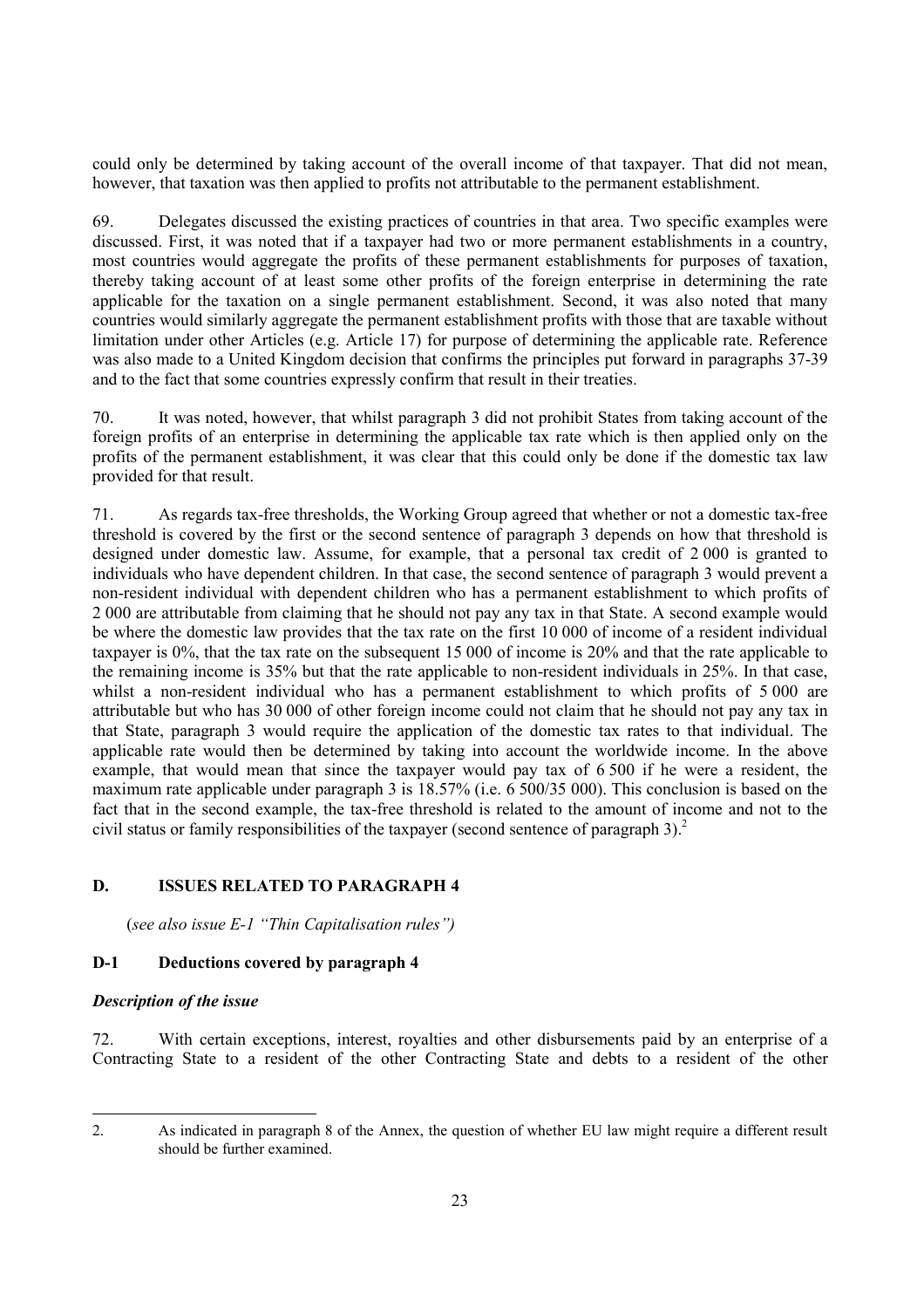could only be determined by taking account of the overall income of that taxpayer. That did not mean, however, that taxation was then applied to profits not attributable to the permanent establishment.

69. Delegates discussed the existing practices of countries in that area. Two specific examples were discussed. First, it was noted that if a taxpayer had two or more permanent establishments in a country, most countries would aggregate the profits of these permanent establishments for purposes of taxation, thereby taking account of at least some other profits of the foreign enterprise in determining the rate applicable for the taxation on a single permanent establishment. Second, it was also noted that many countries would similarly aggregate the permanent establishment profits with those that are taxable without limitation under other Articles (e.g. Article 17) for purpose of determining the applicable rate. Reference was also made to a United Kingdom decision that confirms the principles put forward in paragraphs 37-39 and to the fact that some countries expressly confirm that result in their treaties.

70. It was noted, however, that whilst paragraph 3 did not prohibit States from taking account of the foreign profits of an enterprise in determining the applicable tax rate which is then applied only on the profits of the permanent establishment, it was clear that this could only be done if the domestic tax law provided for that result.

71. As regards tax-free thresholds, the Working Group agreed that whether or not a domestic tax-free threshold is covered by the first or the second sentence of paragraph 3 depends on how that threshold is designed under domestic law. Assume, for example, that a personal tax credit of 2 000 is granted to individuals who have dependent children. In that case, the second sentence of paragraph 3 would prevent a non-resident individual with dependent children who has a permanent establishment to which profits of 2 000 are attributable from claiming that he should not pay any tax in that State. A second example would be where the domestic law provides that the tax rate on the first 10 000 of income of a resident individual taxpayer is 0%, that the tax rate on the subsequent 15 000 of income is 20% and that the rate applicable to the remaining income is 35% but that the rate applicable to non-resident individuals in 25%. In that case, whilst a non-resident individual who has a permanent establishment to which profits of 5 000 are attributable but who has 30 000 of other foreign income could not claim that he should not pay any tax in that State, paragraph 3 would require the application of the domestic tax rates to that individual. The applicable rate would then be determined by taking into account the worldwide income. In the above example, that would mean that since the taxpayer would pay tax of 6 500 if he were a resident, the maximum rate applicable under paragraph 3 is 18.57% (i.e. 6 500/35 000). This conclusion is based on the fact that in the second example, the tax-free threshold is related to the amount of income and not to the civil status or family responsibilities of the taxpayer (second sentence of paragraph 3).[2]

## D. ISSUES RELATED TO PARAGRAPH 4

(*see also issue E-1 "Thin Capitalisation rules")*

### D-1 Deductions covered by paragraph 4

#### *Description of the issue*

72. With certain exceptions, interest, royalties and other disbursements paid by an enterprise of a Contracting State to a resident of the other Contracting State and debts to a resident of the other

2. As indicated in paragraph 8 of the Annex, the question of whether EU law might require a different result should be further examined.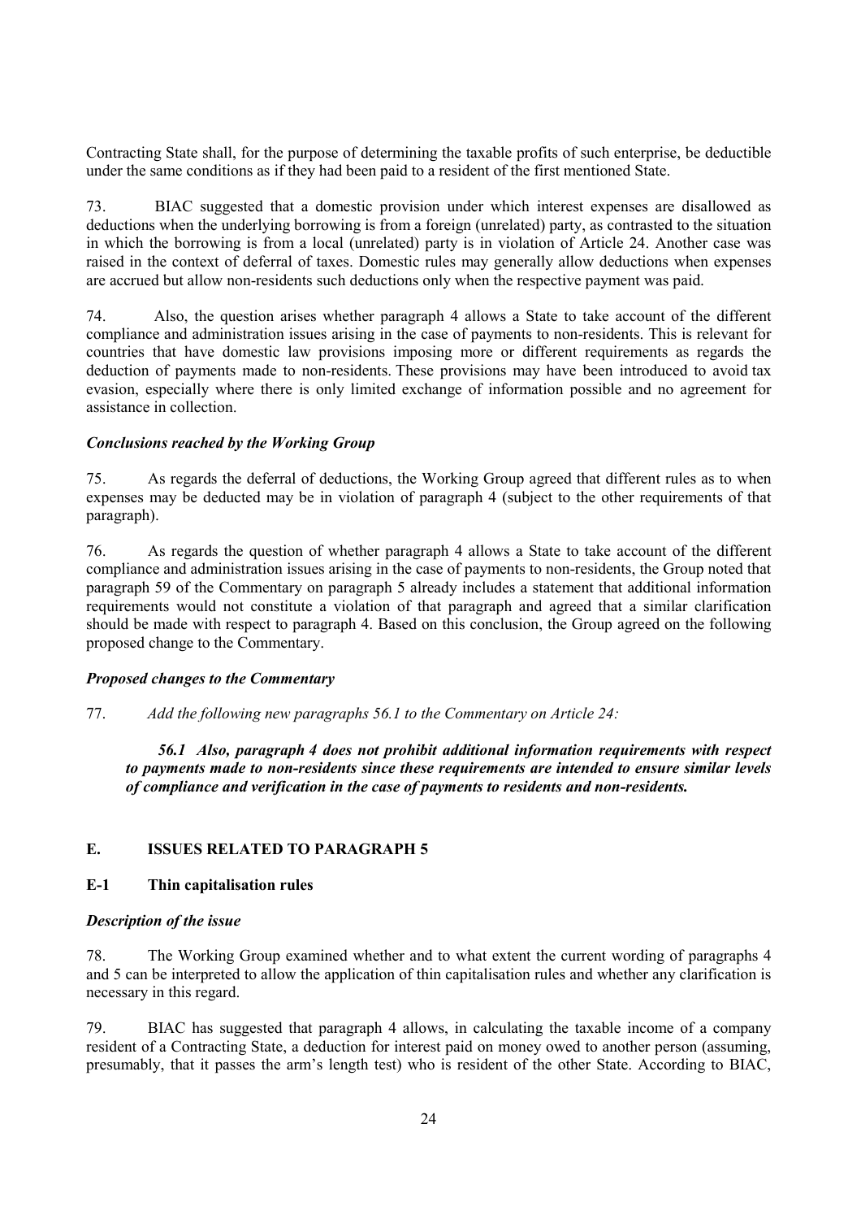Contracting State shall, for the purpose of determining the taxable profits of such enterprise, be deductible under the same conditions as if they had been paid to a resident of the first mentioned State.

73. BIAC suggested that a domestic provision under which interest expenses are disallowed as deductions when the underlying borrowing is from a foreign (unrelated) party, as contrasted to the situation in which the borrowing is from a local (unrelated) party is in violation of Article 24. Another case was raised in the context of deferral of taxes. Domestic rules may generally allow deductions when expenses are accrued but allow non-residents such deductions only when the respective payment was paid.

74. Also, the question arises whether paragraph 4 allows a State to take account of the different compliance and administration issues arising in the case of payments to non-residents. This is relevant for countries that have domestic law provisions imposing more or different requirements as regards the deduction of payments made to non-residents. These provisions may have been introduced to avoid tax evasion, especially where there is only limited exchange of information possible and no agreement for assistance in collection.

### *Conclusions reached by the Working Group*

75. As regards the deferral of deductions, the Working Group agreed that different rules as to when expenses may be deducted may be in violation of paragraph 4 (subject to the other requirements of that paragraph).

76. As regards the question of whether paragraph 4 allows a State to take account of the different compliance and administration issues arising in the case of payments to non-residents, the Group noted that paragraph 59 of the Commentary on paragraph 5 already includes a statement that additional information requirements would not constitute a violation of that paragraph and agreed that a similar clarification should be made with respect to paragraph 4. Based on this conclusion, the Group agreed on the following proposed change to the Commentary.

### *Proposed changes to the Commentary*

77. *Add the following new paragraphs 56.1 to the Commentary on Article 24:*

> ***56.1 Also, paragraph 4 does not prohibit additional information requirements with respect to payments made to non-residents since these requirements are intended to ensure similar levels of compliance and verification in the case of payments to residents and non-residents.***

## E. ISSUES RELATED TO PARAGRAPH 5

### E-1 Thin capitalisation rules

### *Description of the issue*

78. The Working Group examined whether and to what extent the current wording of paragraphs 4 and 5 can be interpreted to allow the application of thin capitalisation rules and whether any clarification is necessary in this regard.

79. BIAC has suggested that paragraph 4 allows, in calculating the taxable income of a company resident of a Contracting State, a deduction for interest paid on money owed to another person (assuming, presumably, that it passes the arm's length test) who is resident of the other State. According to BIAC,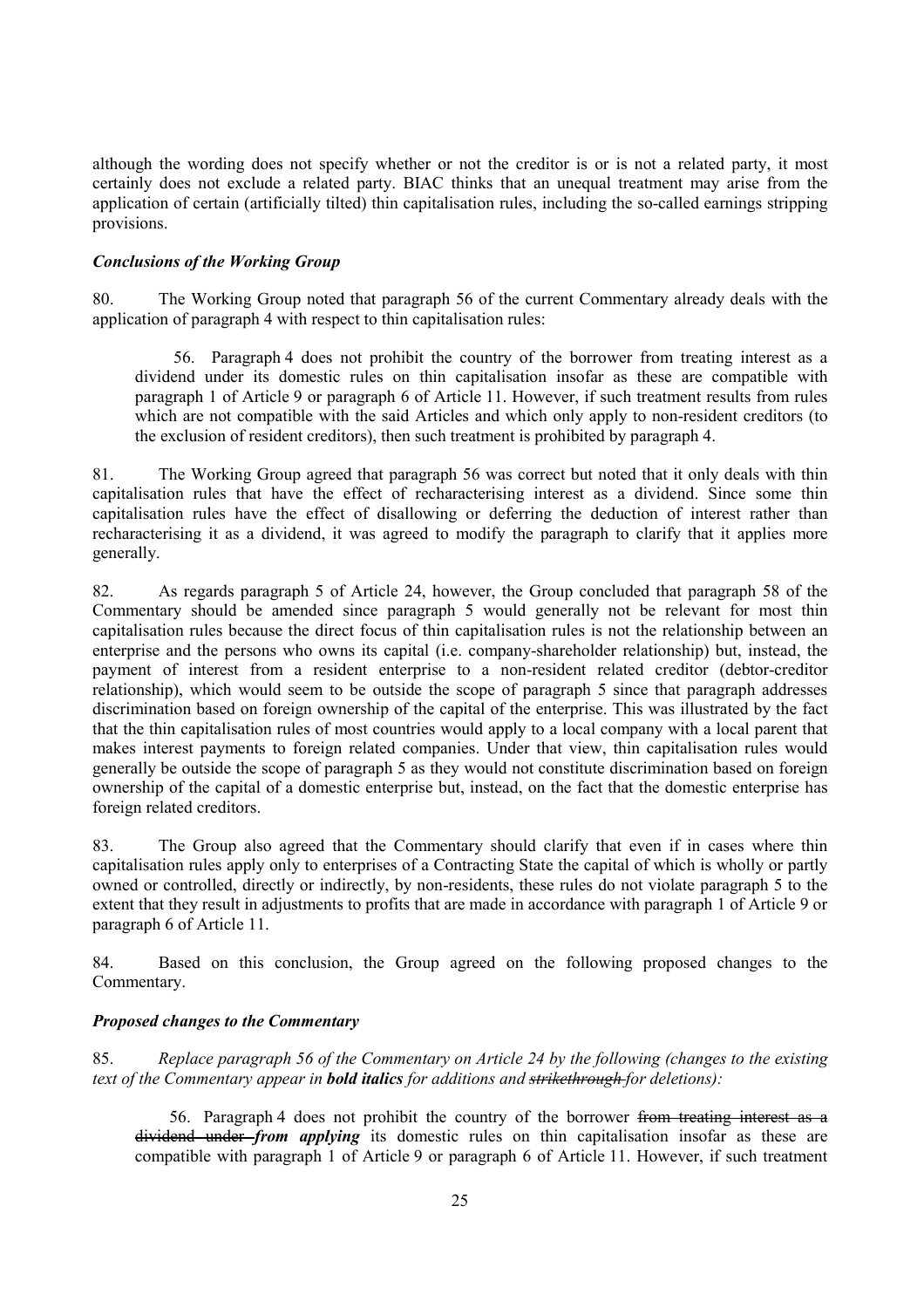although the wording does not specify whether or not the creditor is or is not a related party, it most certainly does not exclude a related party. BIAC thinks that an unequal treatment may arise from the application of certain (artificially tilted) thin capitalisation rules, including the so-called earnings stripping provisions.

### *Conclusions of the Working Group*

80. The Working Group noted that paragraph 56 of the current Commentary already deals with the application of paragraph 4 with respect to thin capitalisation rules:

> 56. Paragraph 4 does not prohibit the country of the borrower from treating interest as a dividend under its domestic rules on thin capitalisation insofar as these are compatible with paragraph 1 of Article 9 or paragraph 6 of Article 11. However, if such treatment results from rules which are not compatible with the said Articles and which only apply to non-resident creditors (to the exclusion of resident creditors), then such treatment is prohibited by paragraph 4.

81. The Working Group agreed that paragraph 56 was correct but noted that it only deals with thin capitalisation rules that have the effect of recharacterising interest as a dividend. Since some thin capitalisation rules have the effect of disallowing or deferring the deduction of interest rather than recharacterising it as a dividend, it was agreed to modify the paragraph to clarify that it applies more generally.

82. As regards paragraph 5 of Article 24, however, the Group concluded that paragraph 58 of the Commentary should be amended since paragraph 5 would generally not be relevant for most thin capitalisation rules because the direct focus of thin capitalisation rules is not the relationship between an enterprise and the persons who owns its capital (i.e. company-shareholder relationship) but, instead, the payment of interest from a resident enterprise to a non-resident related creditor (debtor-creditor relationship), which would seem to be outside the scope of paragraph 5 since that paragraph addresses discrimination based on foreign ownership of the capital of the enterprise. This was illustrated by the fact that the thin capitalisation rules of most countries would apply to a local company with a local parent that makes interest payments to foreign related companies. Under that view, thin capitalisation rules would generally be outside the scope of paragraph 5 as they would not constitute discrimination based on foreign ownership of the capital of a domestic enterprise but, instead, on the fact that the domestic enterprise has foreign related creditors.

83. The Group also agreed that the Commentary should clarify that even if in cases where thin capitalisation rules apply only to enterprises of a Contracting State the capital of which is wholly or partly owned or controlled, directly or indirectly, by non-residents, these rules do not violate paragraph 5 to the extent that they result in adjustments to profits that are made in accordance with paragraph 1 of Article 9 or paragraph 6 of Article 11.

84. Based on this conclusion, the Group agreed on the following proposed changes to the Commentary.

### *Proposed changes to the Commentary*

85. *Replace paragraph 56 of the Commentary on Article 24 by the following (changes to the existing text of the Commentary appear in* ***bold italics*** *for additions and ~~strikethrough~~ for deletions):*

> 56. Paragraph 4 does not prohibit the country of the borrower ~~from treating interest as a dividend under~~ ***from applying*** its domestic rules on thin capitalisation insofar as these are compatible with paragraph 1 of Article 9 or paragraph 6 of Article 11. However, if such treatment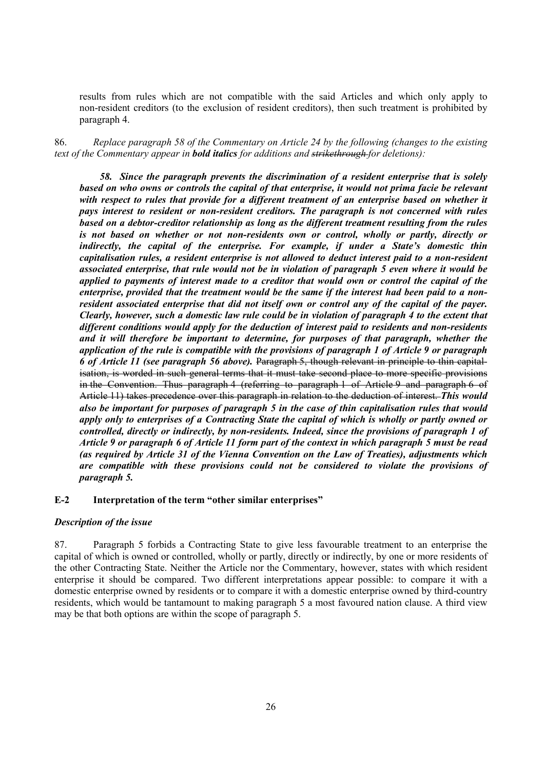results from rules which are not compatible with the said Articles and which only apply to non-resident creditors (to the exclusion of resident creditors), then such treatment is prohibited by paragraph 4.

86. *Replace paragraph 58 of the Commentary on Article 24 by the following (changes to the existing text of the Commentary appear in* ***bold italics*** *for additions and* ~~*strikethrough*~~ *for deletions):*

> ***58. Since the paragraph prevents the discrimination of a resident enterprise that is solely based on who owns or controls the capital of that enterprise, it would not prima facie be relevant with respect to rules that provide for a different treatment of an enterprise based on whether it pays interest to resident or non-resident creditors. The paragraph is not concerned with rules based on a debtor-creditor relationship as long as the different treatment resulting from the rules is not based on whether or not non-residents own or control, wholly or partly, directly or indirectly, the capital of the enterprise. For example, if under a State's domestic thin capitalisation rules, a resident enterprise is not allowed to deduct interest paid to a non-resident associated enterprise, that rule would not be in violation of paragraph 5 even where it would be applied to payments of interest made to a creditor that would own or control the capital of the enterprise, provided that the treatment would be the same if the interest had been paid to a non-resident associated enterprise that did not itself own or control any of the capital of the payer. Clearly, however, such a domestic law rule could be in violation of paragraph 4 to the extent that different conditions would apply for the deduction of interest paid to residents and non-residents and it will therefore be important to determine, for purposes of that paragraph, whether the application of the rule is compatible with the provisions of paragraph 1 of Article 9 or paragraph 6 of Article 11 (see paragraph 56 above).*** ~~Paragraph 5, though relevant in principle to thin capitalisation, is worded in such general terms that it must take second place to more specific provisions in the Convention. Thus paragraph 4 (referring to paragraph 1 of Article 9 and paragraph 6 of Article 11) takes precedence over this paragraph in relation to the deduction of interest.~~ ***This would also be important for purposes of paragraph 5 in the case of thin capitalisation rules that would apply only to enterprises of a Contracting State the capital of which is wholly or partly owned or controlled, directly or indirectly, by non-residents. Indeed, since the provisions of paragraph 1 of Article 9 or paragraph 6 of Article 11 form part of the context in which paragraph 5 must be read (as required by Article 31 of the Vienna Convention on the Law of Treaties), adjustments which are compatible with these provisions could not be considered to violate the provisions of paragraph 5.***

## E-2 Interpretation of the term "other similar enterprises"

### *Description of the issue*

87. Paragraph 5 forbids a Contracting State to give less favourable treatment to an enterprise the capital of which is owned or controlled, wholly or partly, directly or indirectly, by one or more residents of the other Contracting State. Neither the Article nor the Commentary, however, states with which resident enterprise it should be compared. Two different interpretations appear possible: to compare it with a domestic enterprise owned by residents or to compare it with a domestic enterprise owned by third-country residents, which would be tantamount to making paragraph 5 a most favoured nation clause. A third view may be that both options are within the scope of paragraph 5.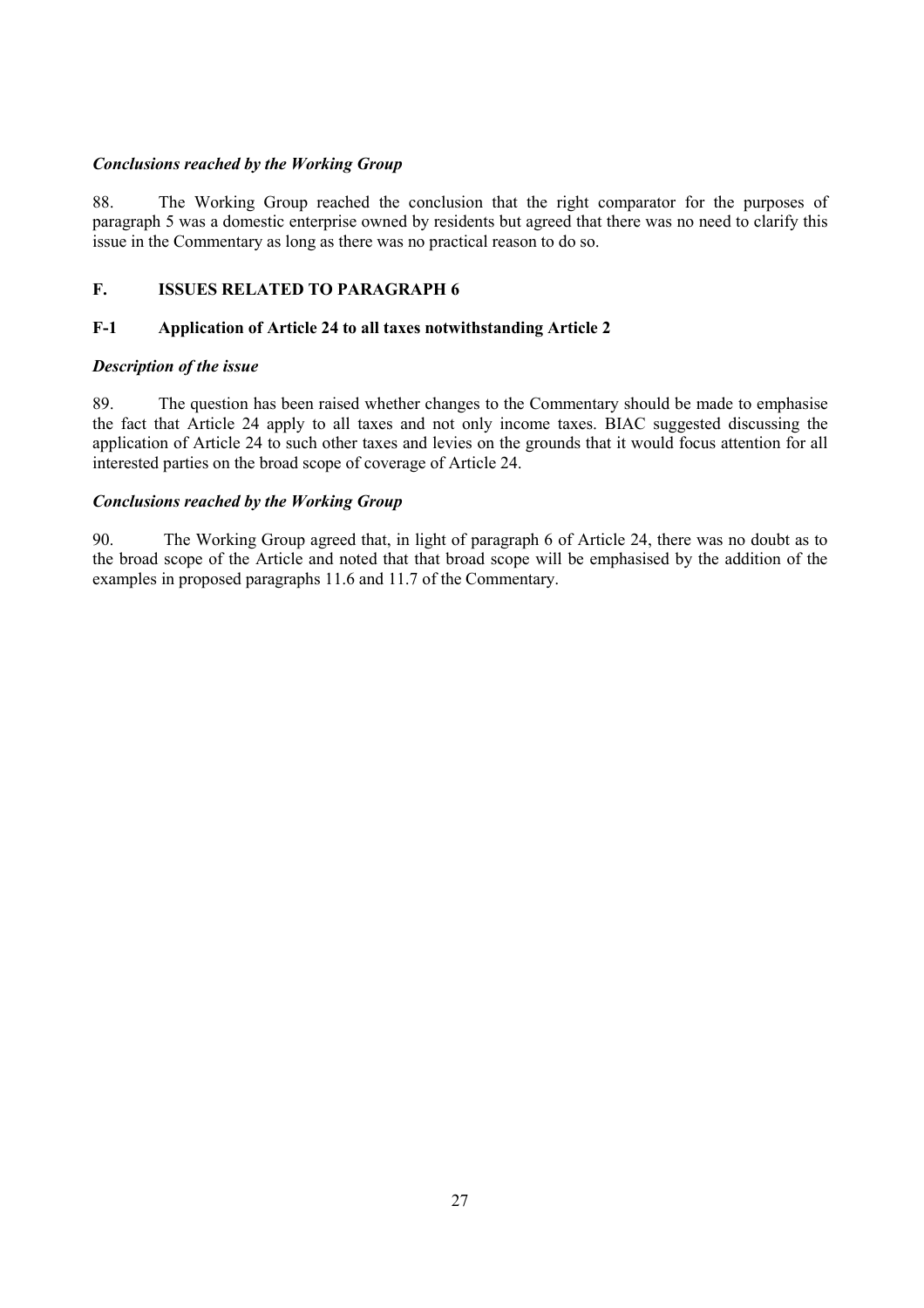### *Conclusions reached by the Working Group*

88. The Working Group reached the conclusion that the right comparator for the purposes of paragraph 5 was a domestic enterprise owned by residents but agreed that there was no need to clarify this issue in the Commentary as long as there was no practical reason to do so.

## F. ISSUES RELATED TO PARAGRAPH 6

### F-1 Application of Article 24 to all taxes notwithstanding Article 2

### *Description of the issue*

89. The question has been raised whether changes to the Commentary should be made to emphasise the fact that Article 24 apply to all taxes and not only income taxes. BIAC suggested discussing the application of Article 24 to such other taxes and levies on the grounds that it would focus attention for all interested parties on the broad scope of coverage of Article 24.

### *Conclusions reached by the Working Group*

90. The Working Group agreed that, in light of paragraph 6 of Article 24, there was no doubt as to the broad scope of the Article and noted that that broad scope will be emphasised by the addition of the examples in proposed paragraphs 11.6 and 11.7 of the Commentary.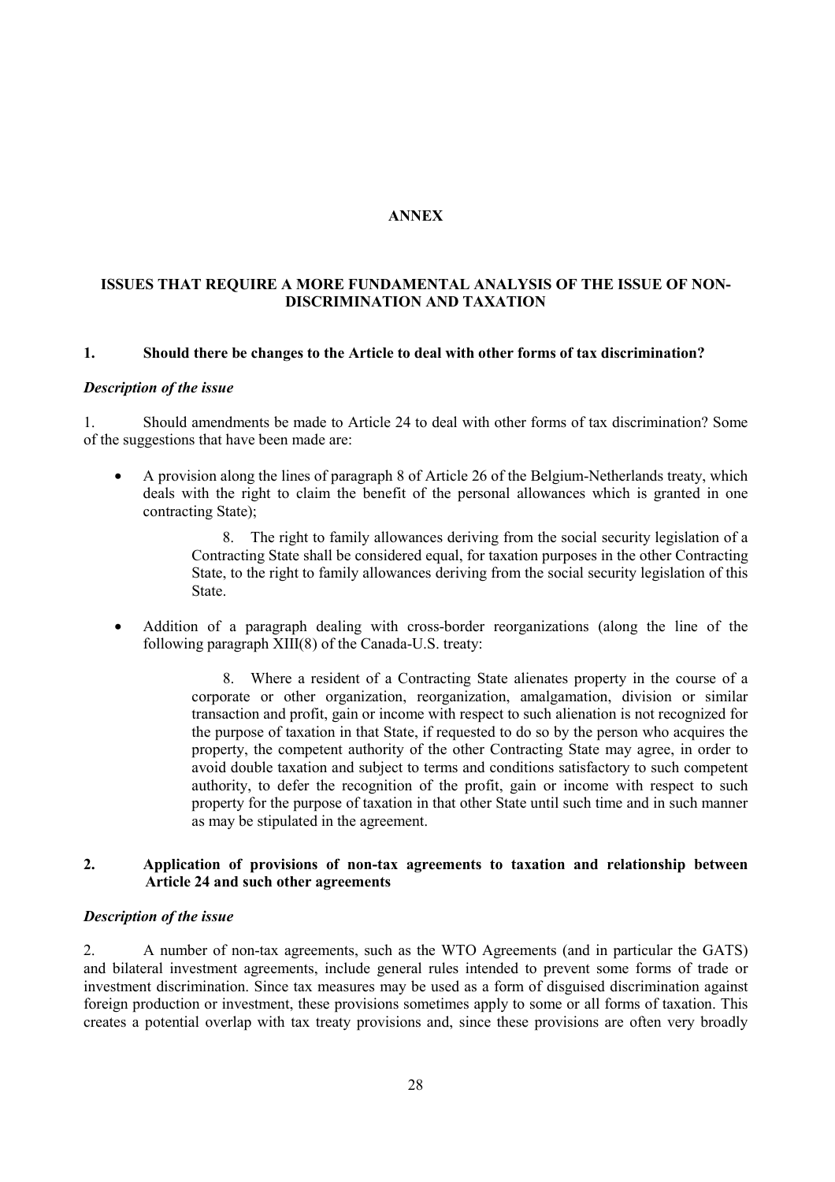# ANNEX

## ISSUES THAT REQUIRE A MORE FUNDAMENTAL ANALYSIS OF THE ISSUE OF NON-DISCRIMINATION AND TAXATION

### 1. Should there be changes to the Article to deal with other forms of tax discrimination?

#### *Description of the issue*

1. Should amendments be made to Article 24 to deal with other forms of tax discrimination? Some of the suggestions that have been made are:

- A provision along the lines of paragraph 8 of Article 26 of the Belgium-Netherlands treaty, which deals with the right to claim the benefit of the personal allowances which is granted in one contracting State);

  > 8. The right to family allowances deriving from the social security legislation of a Contracting State shall be considered equal, for taxation purposes in the other Contracting State, to the right to family allowances deriving from the social security legislation of this State.

- Addition of a paragraph dealing with cross-border reorganizations (along the line of the following paragraph XIII(8) of the Canada-U.S. treaty:

  > 8. Where a resident of a Contracting State alienates property in the course of a corporate or other organization, reorganization, amalgamation, division or similar transaction and profit, gain or income with respect to such alienation is not recognized for the purpose of taxation in that State, if requested to do so by the person who acquires the property, the competent authority of the other Contracting State may agree, in order to avoid double taxation and subject to terms and conditions satisfactory to such competent authority, to defer the recognition of the profit, gain or income with respect to such property for the purpose of taxation in that other State until such time and in such manner as may be stipulated in the agreement.

### 2. Application of provisions of non-tax agreements to taxation and relationship between Article 24 and such other agreements

#### *Description of the issue*

2. A number of non-tax agreements, such as the WTO Agreements (and in particular the GATS) and bilateral investment agreements, include general rules intended to prevent some forms of trade or investment discrimination. Since tax measures may be used as a form of disguised discrimination against foreign production or investment, these provisions sometimes apply to some or all forms of taxation. This creates a potential overlap with tax treaty provisions and, since these provisions are often very broadly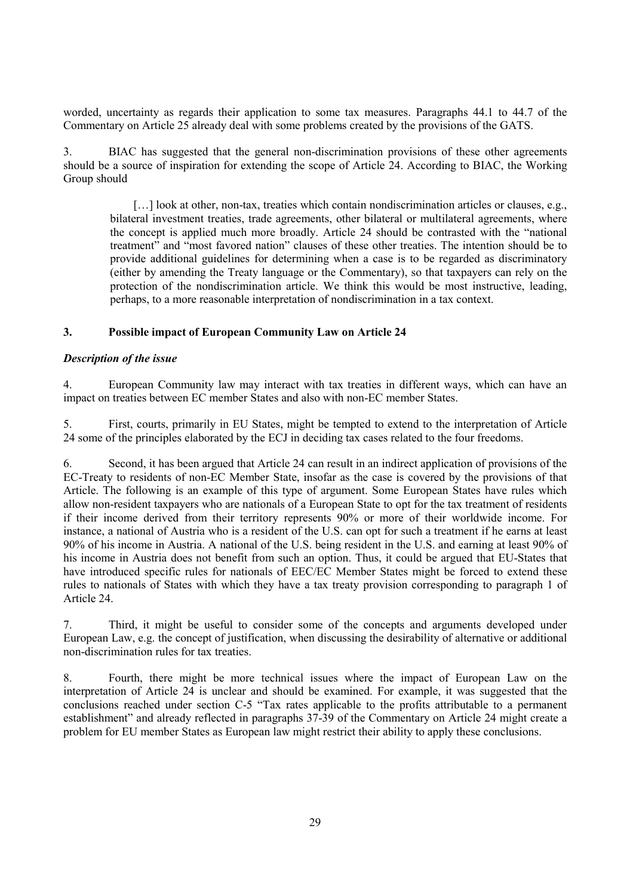worded, uncertainty as regards their application to some tax measures. Paragraphs 44.1 to 44.7 of the Commentary on Article 25 already deal with some problems created by the provisions of the GATS.

3. BIAC has suggested that the general non-discrimination provisions of these other agreements should be a source of inspiration for extending the scope of Article 24. According to BIAC, the Working Group should

> […] look at other, non-tax, treaties which contain nondiscrimination articles or clauses, e.g., bilateral investment treaties, trade agreements, other bilateral or multilateral agreements, where the concept is applied much more broadly. Article 24 should be contrasted with the "national treatment" and "most favored nation" clauses of these other treaties. The intention should be to provide additional guidelines for determining when a case is to be regarded as discriminatory (either by amending the Treaty language or the Commentary), so that taxpayers can rely on the protection of the nondiscrimination article. We think this would be most instructive, leading, perhaps, to a more reasonable interpretation of nondiscrimination in a tax context.

### 3. Possible impact of European Community Law on Article 24

***Description of the issue***

4. European Community law may interact with tax treaties in different ways, which can have an impact on treaties between EC member States and also with non-EC member States.

5. First, courts, primarily in EU States, might be tempted to extend to the interpretation of Article 24 some of the principles elaborated by the ECJ in deciding tax cases related to the four freedoms.

6. Second, it has been argued that Article 24 can result in an indirect application of provisions of the EC-Treaty to residents of non-EC Member State, insofar as the case is covered by the provisions of that Article. The following is an example of this type of argument. Some European States have rules which allow non-resident taxpayers who are nationals of a European State to opt for the tax treatment of residents if their income derived from their territory represents 90% or more of their worldwide income. For instance, a national of Austria who is a resident of the U.S. can opt for such a treatment if he earns at least 90% of his income in Austria. A national of the U.S. being resident in the U.S. and earning at least 90% of his income in Austria does not benefit from such an option. Thus, it could be argued that EU-States that have introduced specific rules for nationals of EEC/EC Member States might be forced to extend these rules to nationals of States with which they have a tax treaty provision corresponding to paragraph 1 of Article 24.

7. Third, it might be useful to consider some of the concepts and arguments developed under European Law, e.g. the concept of justification, when discussing the desirability of alternative or additional non-discrimination rules for tax treaties.

8. Fourth, there might be more technical issues where the impact of European Law on the interpretation of Article 24 is unclear and should be examined. For example, it was suggested that the conclusions reached under section C-5 "Tax rates applicable to the profits attributable to a permanent establishment" and already reflected in paragraphs 37-39 of the Commentary on Article 24 might create a problem for EU member States as European law might restrict their ability to apply these conclusions.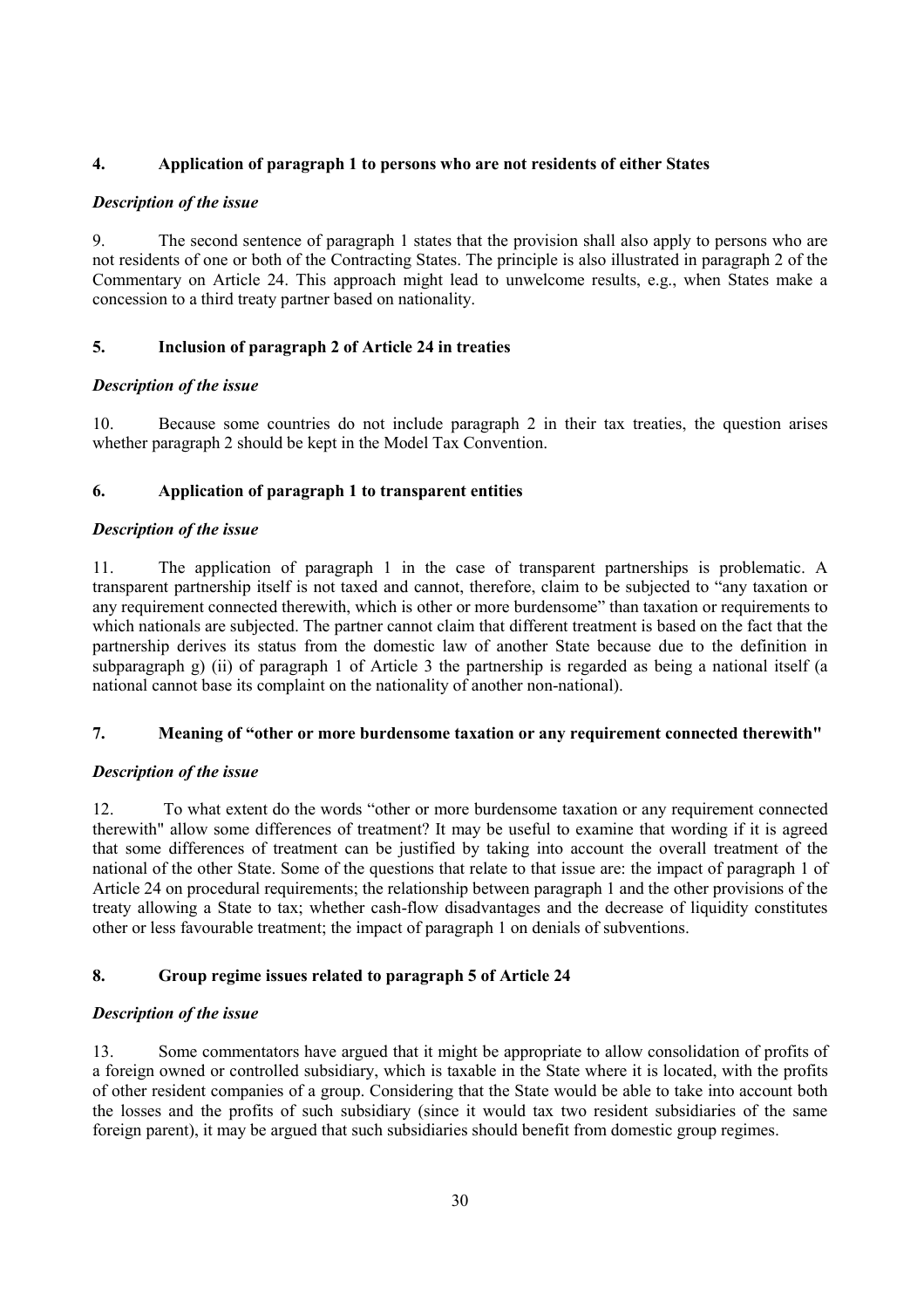## 4. Application of paragraph 1 to persons who are not residents of either States

### *Description of the issue*

9. The second sentence of paragraph 1 states that the provision shall also apply to persons who are not residents of one or both of the Contracting States. The principle is also illustrated in paragraph 2 of the Commentary on Article 24. This approach might lead to unwelcome results, e.g., when States make a concession to a third treaty partner based on nationality.

## 5. Inclusion of paragraph 2 of Article 24 in treaties

### *Description of the issue*

10. Because some countries do not include paragraph 2 in their tax treaties, the question arises whether paragraph 2 should be kept in the Model Tax Convention.

## 6. Application of paragraph 1 to transparent entities

### *Description of the issue*

11. The application of paragraph 1 in the case of transparent partnerships is problematic. A transparent partnership itself is not taxed and cannot, therefore, claim to be subjected to "any taxation or any requirement connected therewith, which is other or more burdensome" than taxation or requirements to which nationals are subjected. The partner cannot claim that different treatment is based on the fact that the partnership derives its status from the domestic law of another State because due to the definition in subparagraph g) (ii) of paragraph 1 of Article 3 the partnership is regarded as being a national itself (a national cannot base its complaint on the nationality of another non-national).

## 7. Meaning of "other or more burdensome taxation or any requirement connected therewith"

### *Description of the issue*

12. To what extent do the words "other or more burdensome taxation or any requirement connected therewith" allow some differences of treatment? It may be useful to examine that wording if it is agreed that some differences of treatment can be justified by taking into account the overall treatment of the national of the other State. Some of the questions that relate to that issue are: the impact of paragraph 1 of Article 24 on procedural requirements; the relationship between paragraph 1 and the other provisions of the treaty allowing a State to tax; whether cash-flow disadvantages and the decrease of liquidity constitutes other or less favourable treatment; the impact of paragraph 1 on denials of subventions.

## 8. Group regime issues related to paragraph 5 of Article 24

### *Description of the issue*

13. Some commentators have argued that it might be appropriate to allow consolidation of profits of a foreign owned or controlled subsidiary, which is taxable in the State where it is located, with the profits of other resident companies of a group. Considering that the State would be able to take into account both the losses and the profits of such subsidiary (since it would tax two resident subsidiaries of the same foreign parent), it may be argued that such subsidiaries should benefit from domestic group regimes.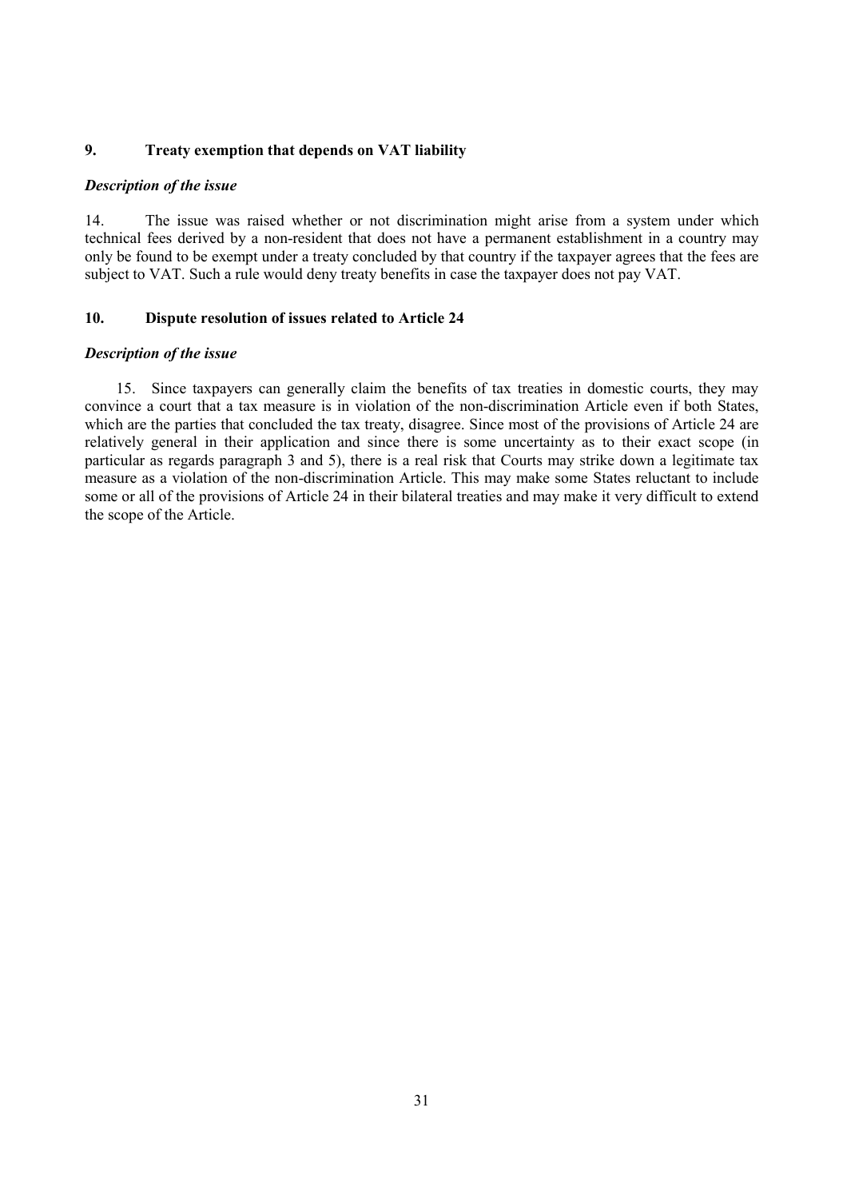## 9. Treaty exemption that depends on VAT liability

### *Description of the issue*

14. The issue was raised whether or not discrimination might arise from a system under which technical fees derived by a non-resident that does not have a permanent establishment in a country may only be found to be exempt under a treaty concluded by that country if the taxpayer agrees that the fees are subject to VAT. Such a rule would deny treaty benefits in case the taxpayer does not pay VAT.

## 10. Dispute resolution of issues related to Article 24

### *Description of the issue*

15. Since taxpayers can generally claim the benefits of tax treaties in domestic courts, they may convince a court that a tax measure is in violation of the non-discrimination Article even if both States, which are the parties that concluded the tax treaty, disagree. Since most of the provisions of Article 24 are relatively general in their application and since there is some uncertainty as to their exact scope (in particular as regards paragraph 3 and 5), there is a real risk that Courts may strike down a legitimate tax measure as a violation of the non-discrimination Article. This may make some States reluctant to include some or all of the provisions of Article 24 in their bilateral treaties and may make it very difficult to extend the scope of the Article.